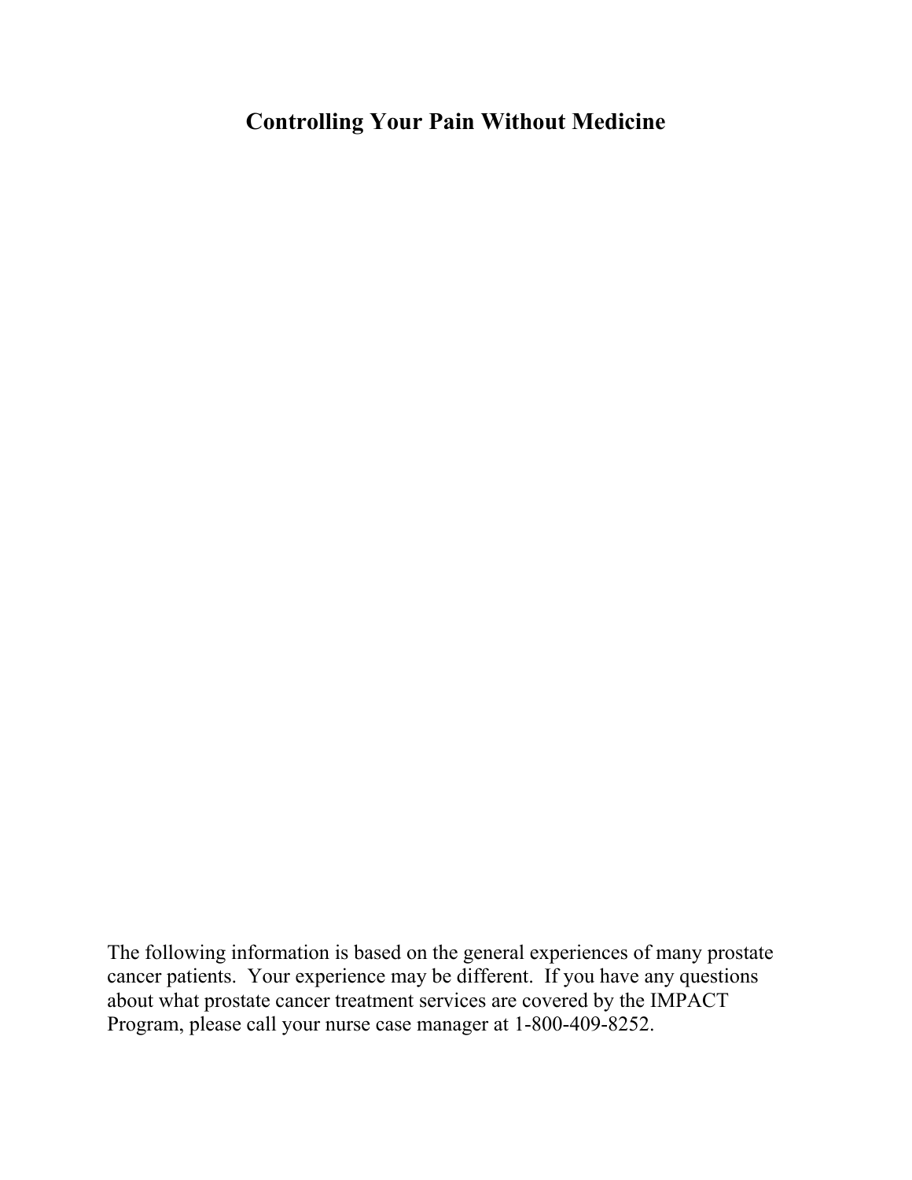# Controlling Your Pain Without Medicine

The following information is based on the general experiences of many prostate cancer patients. Your experience may be different. If you have any questions about what prostate cancer treatment services are covered by the IMPACT Program, please call your nurse case manager at 1-800-409-8252.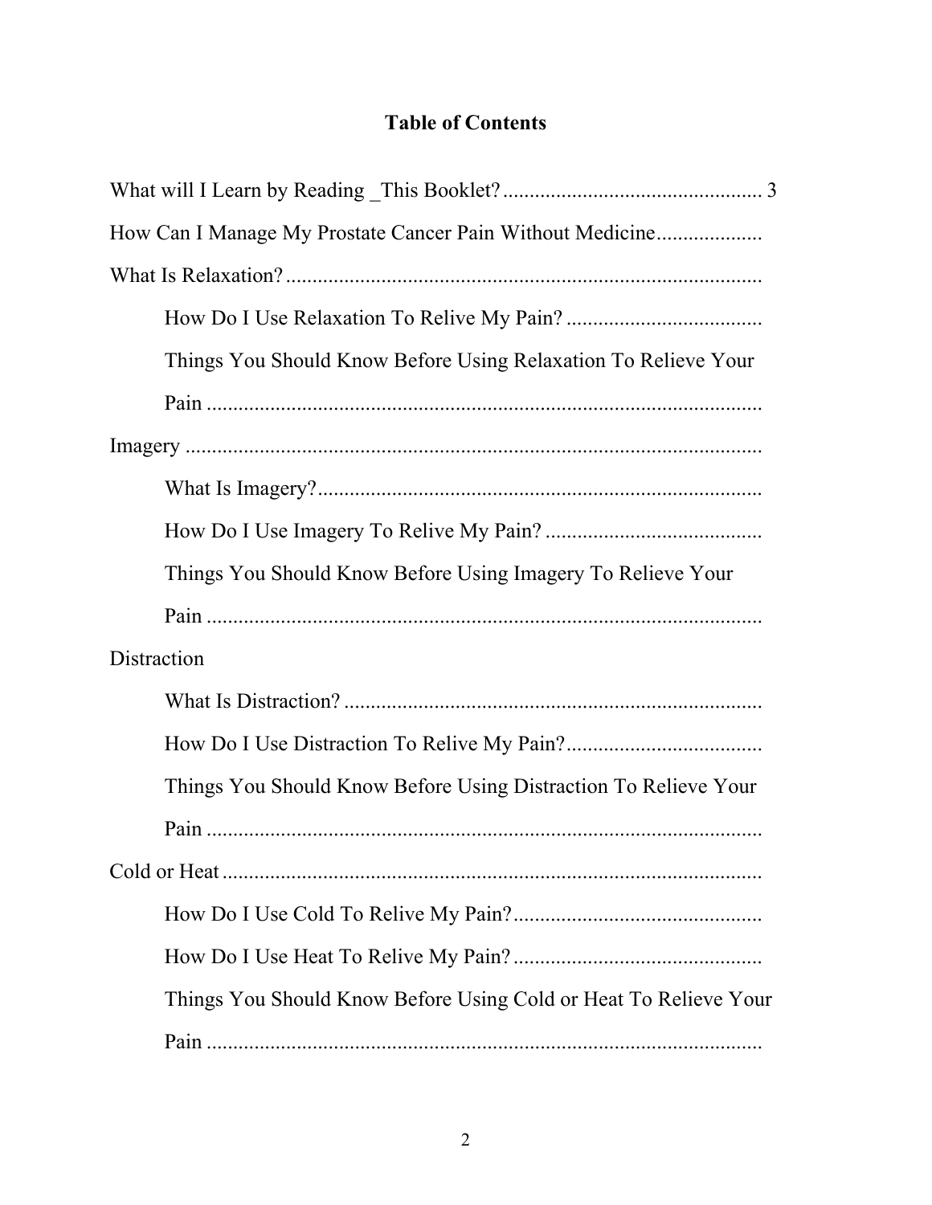## Table of Contents

What will I Learn by Reading _This Booklet?................................................ 3

How Can I Manage My Prostate Cancer Pain Without Medicine...................

What Is Relaxation?..........................................................................................

- How Do I Use Relaxation To Relive My Pain? ....................................
- Things You Should Know Before Using Relaxation To Relieve Your Pain ........................................................................................

Imagery ............................................................................................................

- What Is Imagery?...................................................................................
- How Do I Use Imagery To Relive My Pain? ........................................
- Things You Should Know Before Using Imagery To Relieve Your Pain ........................................................................................

Distraction

- What Is Distraction? ..............................................................................
- How Do I Use Distraction To Relive My Pain?....................................
- Things You Should Know Before Using Distraction To Relieve Your Pain ........................................................................................

Cold or Heat .....................................................................................................

- How Do I Use Cold To Relive My Pain?..............................................
- How Do I Use Heat To Relive My Pain? ..............................................
- Things You Should Know Before Using Cold or Heat To Relieve Your Pain ........................................................................................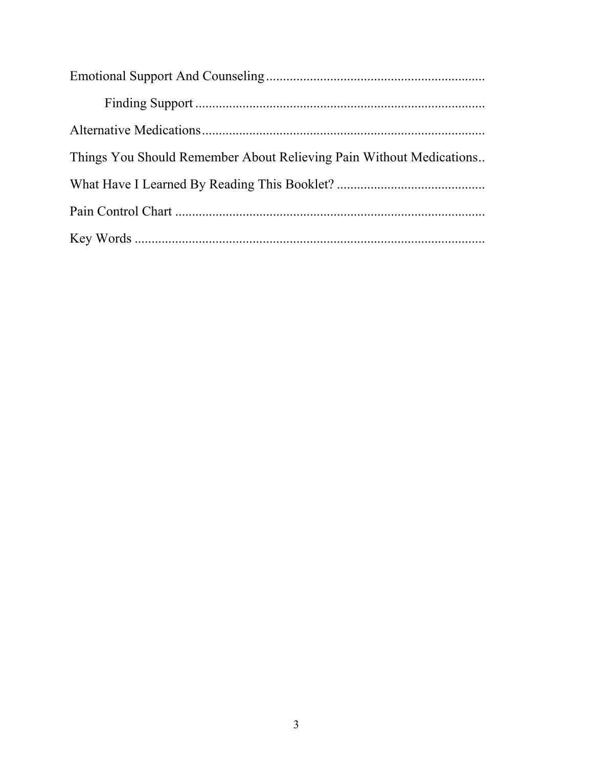Emotional Support And Counseling ................................................................

Finding Support .....................................................................................

Alternative Medications...................................................................................

Things You Should Remember About Relieving Pain Without Medications..

What Have I Learned By Reading This Booklet? ...........................................

Pain Control Chart ...........................................................................................

Key Words .......................................................................................................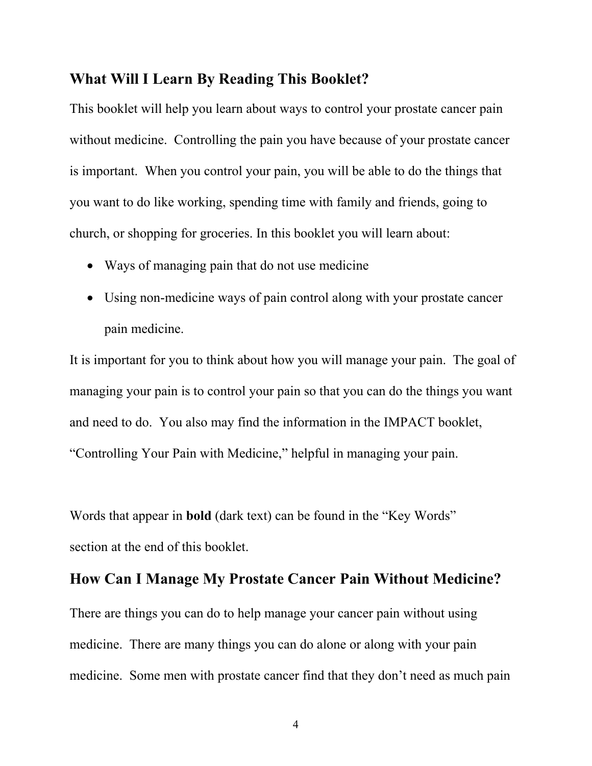## What Will I Learn By Reading This Booklet?

This booklet will help you learn about ways to control your prostate cancer pain without medicine. Controlling the pain you have because of your prostate cancer is important. When you control your pain, you will be able to do the things that you want to do like working, spending time with family and friends, going to church, or shopping for groceries. In this booklet you will learn about:

- Ways of managing pain that do not use medicine
- Using non-medicine ways of pain control along with your prostate cancer pain medicine.

It is important for you to think about how you will manage your pain. The goal of managing your pain is to control your pain so that you can do the things you want and need to do. You also may find the information in the IMPACT booklet, "Controlling Your Pain with Medicine," helpful in managing your pain.

Words that appear in **bold** (dark text) can be found in the "Key Words" section at the end of this booklet.

## How Can I Manage My Prostate Cancer Pain Without Medicine?

There are things you can do to help manage your cancer pain without using medicine. There are many things you can do alone or along with your pain medicine. Some men with prostate cancer find that they don't need as much pain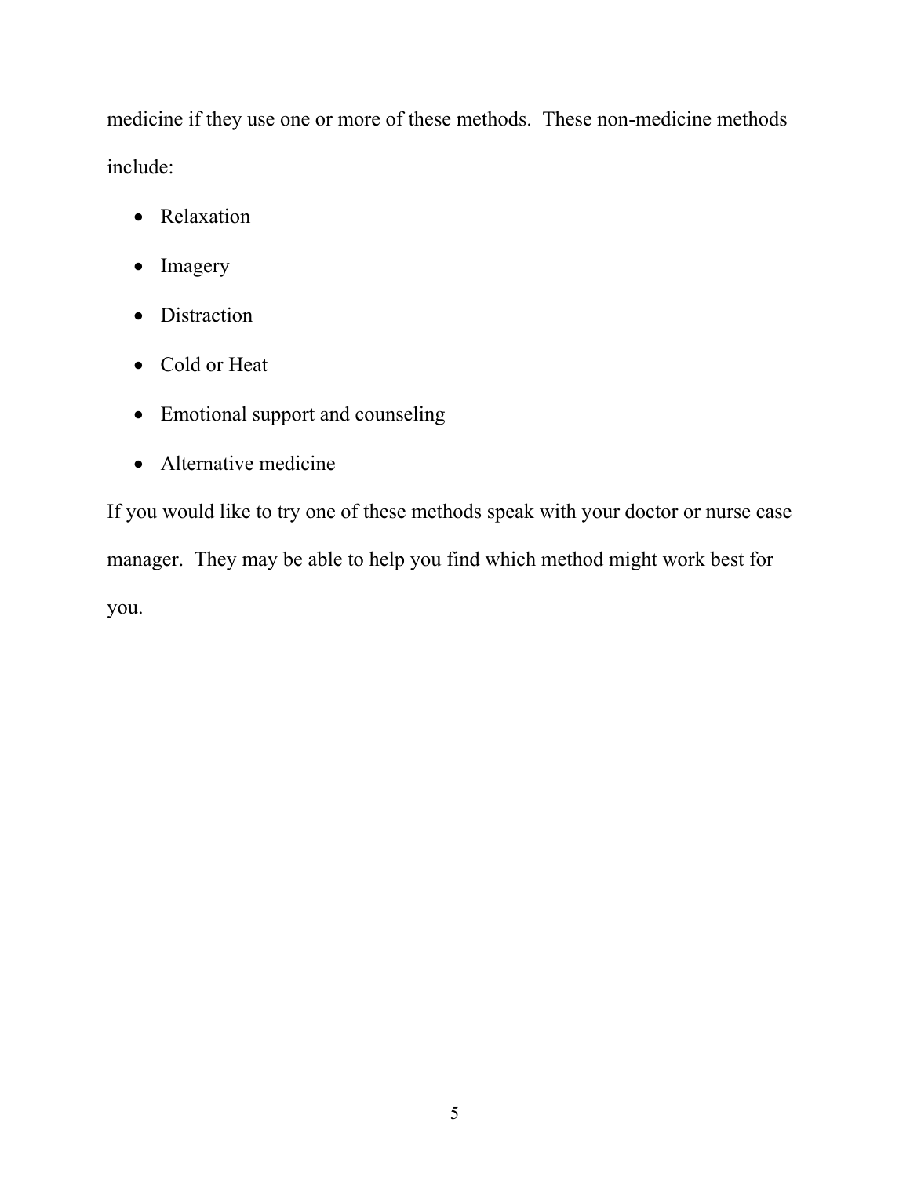medicine if they use one or more of these methods. These non-medicine methods include:

- Relaxation
- Imagery
- Distraction
- Cold or Heat
- Emotional support and counseling
- Alternative medicine

If you would like to try one of these methods speak with your doctor or nurse case manager. They may be able to help you find which method might work best for you.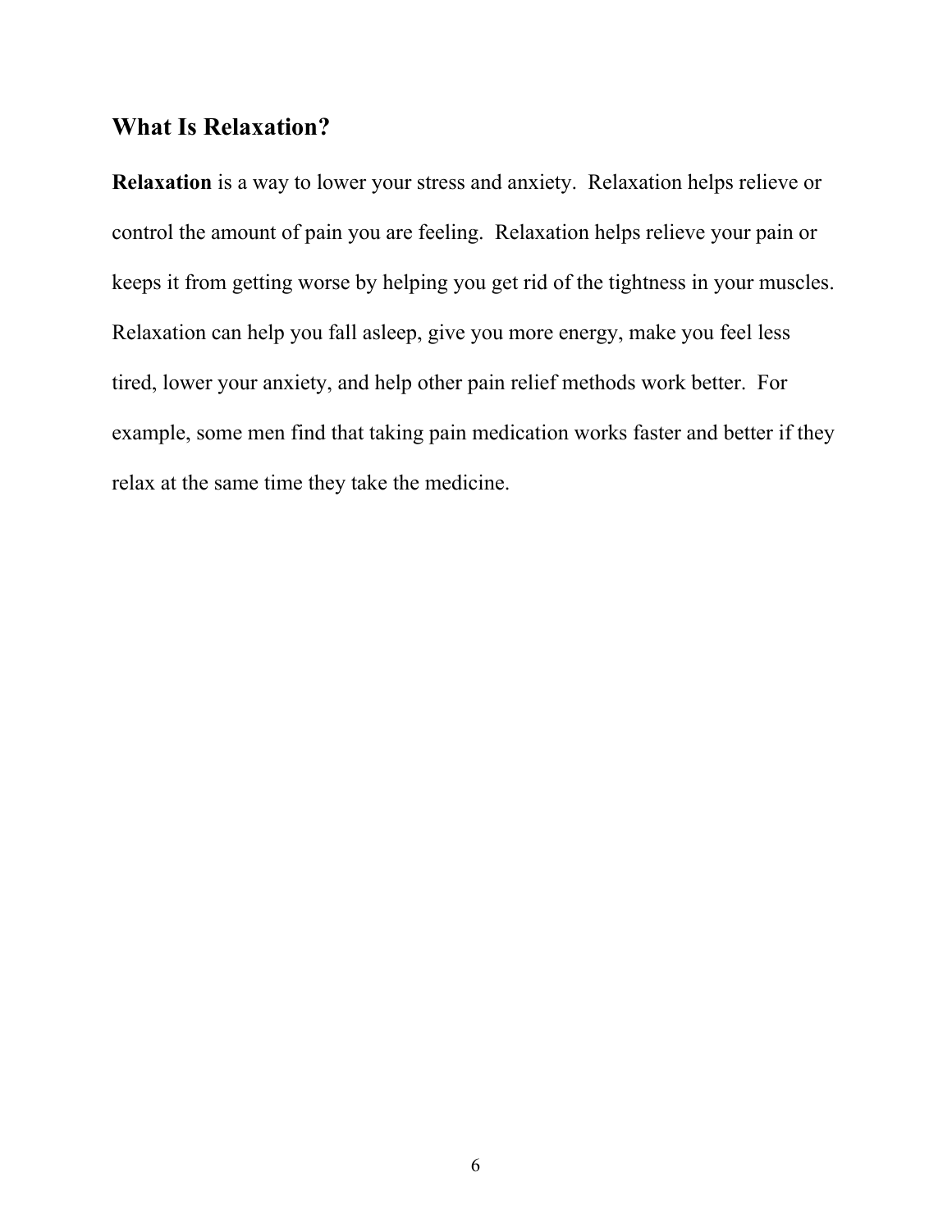## What Is Relaxation?

**Relaxation** is a way to lower your stress and anxiety. Relaxation helps relieve or control the amount of pain you are feeling. Relaxation helps relieve your pain or keeps it from getting worse by helping you get rid of the tightness in your muscles. Relaxation can help you fall asleep, give you more energy, make you feel less tired, lower your anxiety, and help other pain relief methods work better. For example, some men find that taking pain medication works faster and better if they relax at the same time they take the medicine.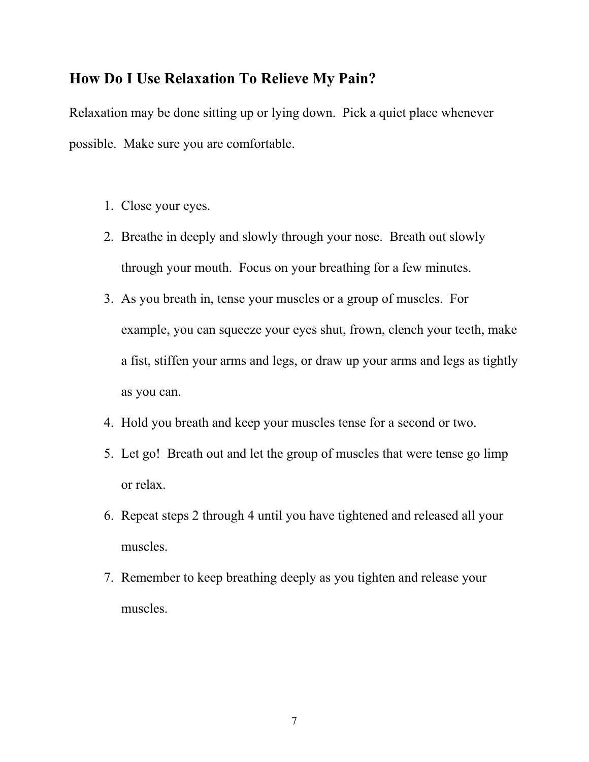## How Do I Use Relaxation To Relieve My Pain?

Relaxation may be done sitting up or lying down. Pick a quiet place whenever possible. Make sure you are comfortable.

1. Close your eyes.
2. Breathe in deeply and slowly through your nose. Breath out slowly through your mouth. Focus on your breathing for a few minutes.
3. As you breath in, tense your muscles or a group of muscles. For example, you can squeeze your eyes shut, frown, clench your teeth, make a fist, stiffen your arms and legs, or draw up your arms and legs as tightly as you can.
4. Hold you breath and keep your muscles tense for a second or two.
5. Let go! Breath out and let the group of muscles that were tense go limp or relax.
6. Repeat steps 2 through 4 until you have tightened and released all your muscles.
7. Remember to keep breathing deeply as you tighten and release your muscles.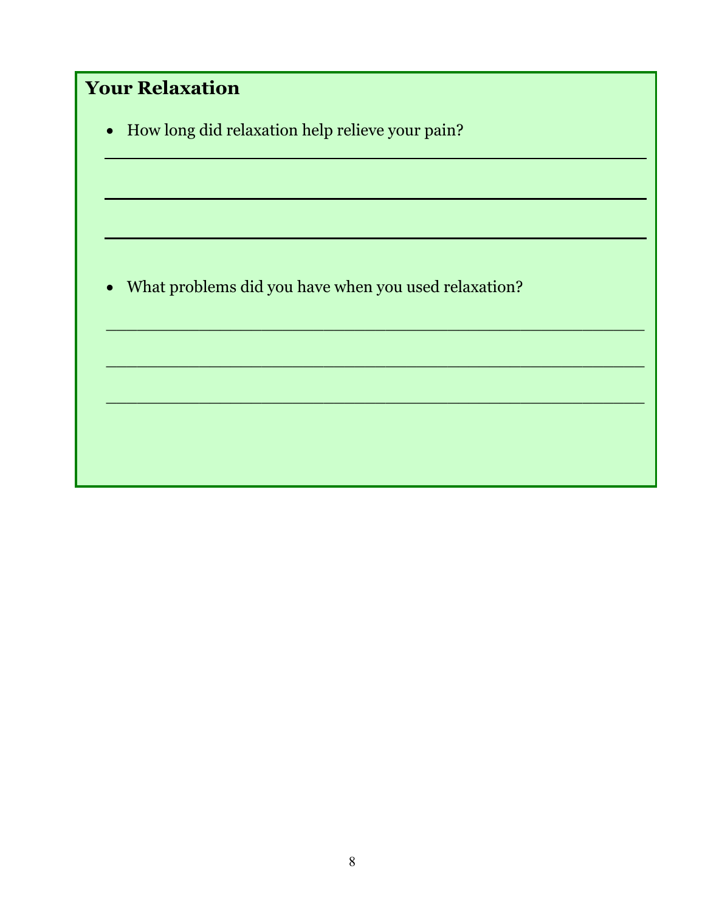## Your Relaxation

- How long did relaxation help relieve your pain?

______________________________________________

______________________________________________

______________________________________________

- What problems did you have when you used relaxation?

______________________________________________

______________________________________________

______________________________________________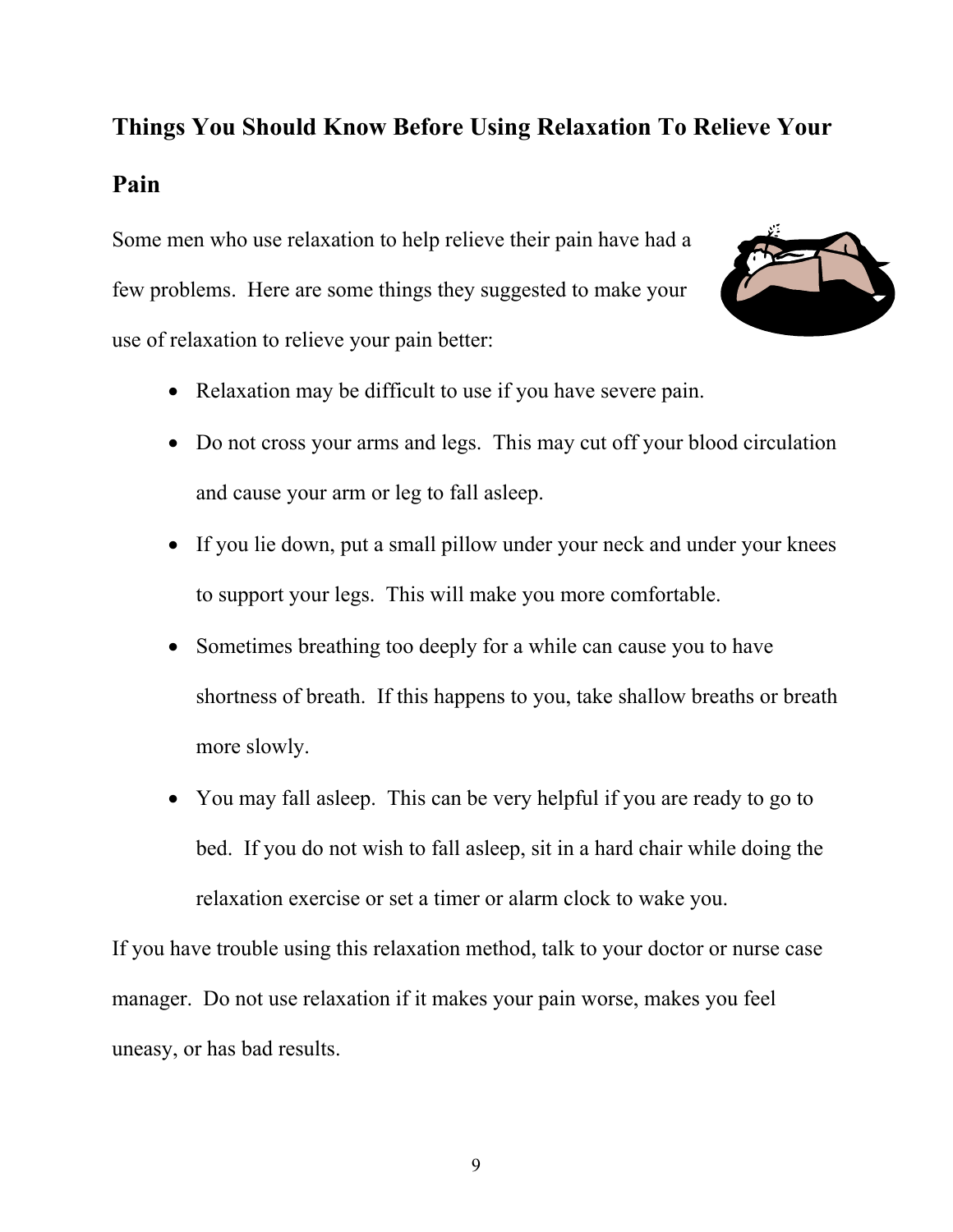## Things You Should Know Before Using Relaxation To Relieve Your Pain

Some men who use relaxation to help relieve their pain have had a few problems. Here are some things they suggested to make your use of relaxation to relieve your pain better:

- Relaxation may be difficult to use if you have severe pain.
- Do not cross your arms and legs. This may cut off your blood circulation and cause your arm or leg to fall asleep.
- If you lie down, put a small pillow under your neck and under your knees to support your legs. This will make you more comfortable.
- Sometimes breathing too deeply for a while can cause you to have shortness of breath. If this happens to you, take shallow breaths or breath more slowly.
- You may fall asleep. This can be very helpful if you are ready to go to bed. If you do not wish to fall asleep, sit in a hard chair while doing the relaxation exercise or set a timer or alarm clock to wake you.

If you have trouble using this relaxation method, talk to your doctor or nurse case manager. Do not use relaxation if it makes your pain worse, makes you feel uneasy, or has bad results.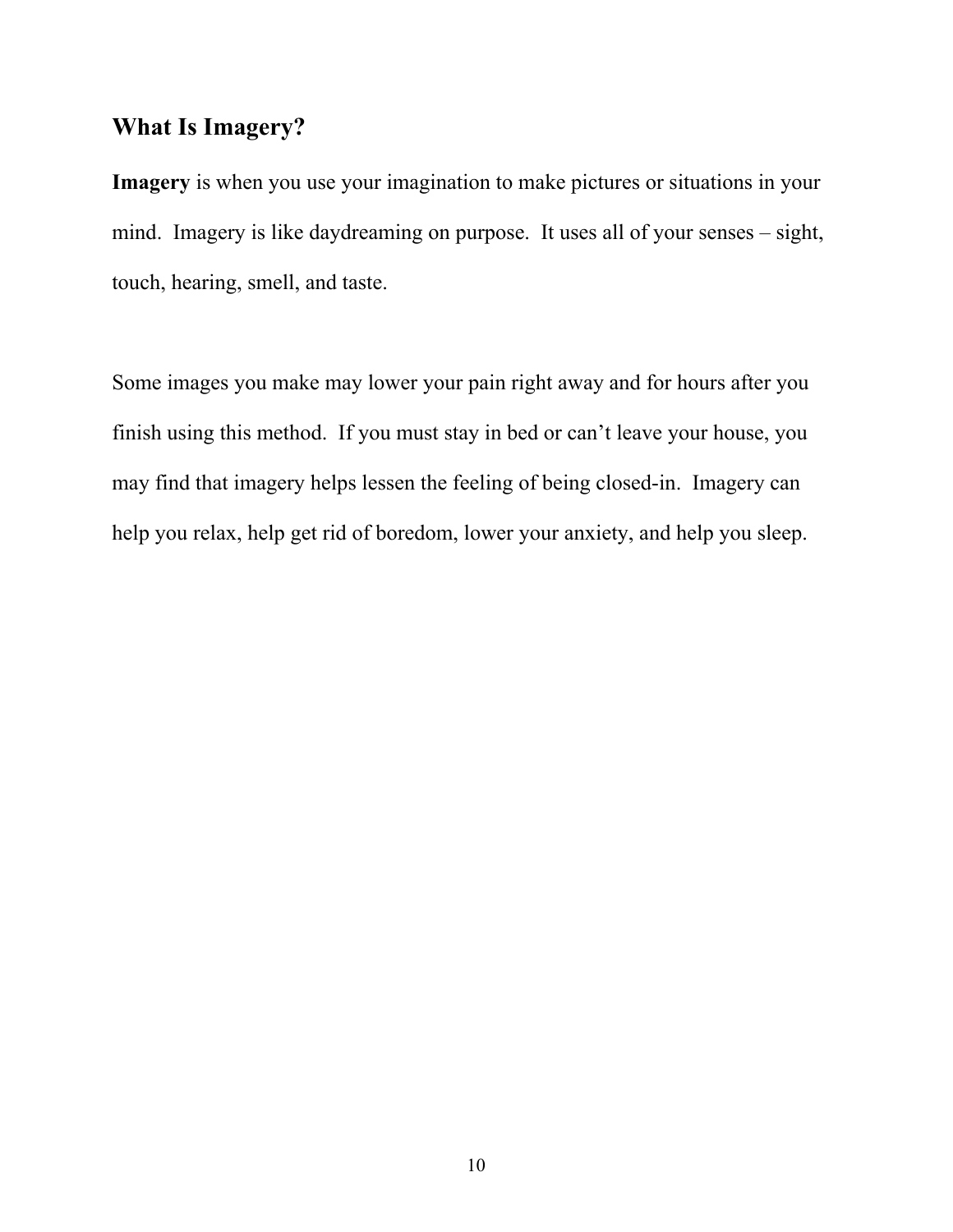## What Is Imagery?

**Imagery** is when you use your imagination to make pictures or situations in your mind. Imagery is like daydreaming on purpose. It uses all of your senses – sight, touch, hearing, smell, and taste.

Some images you make may lower your pain right away and for hours after you finish using this method. If you must stay in bed or can't leave your house, you may find that imagery helps lessen the feeling of being closed-in. Imagery can help you relax, help get rid of boredom, lower your anxiety, and help you sleep.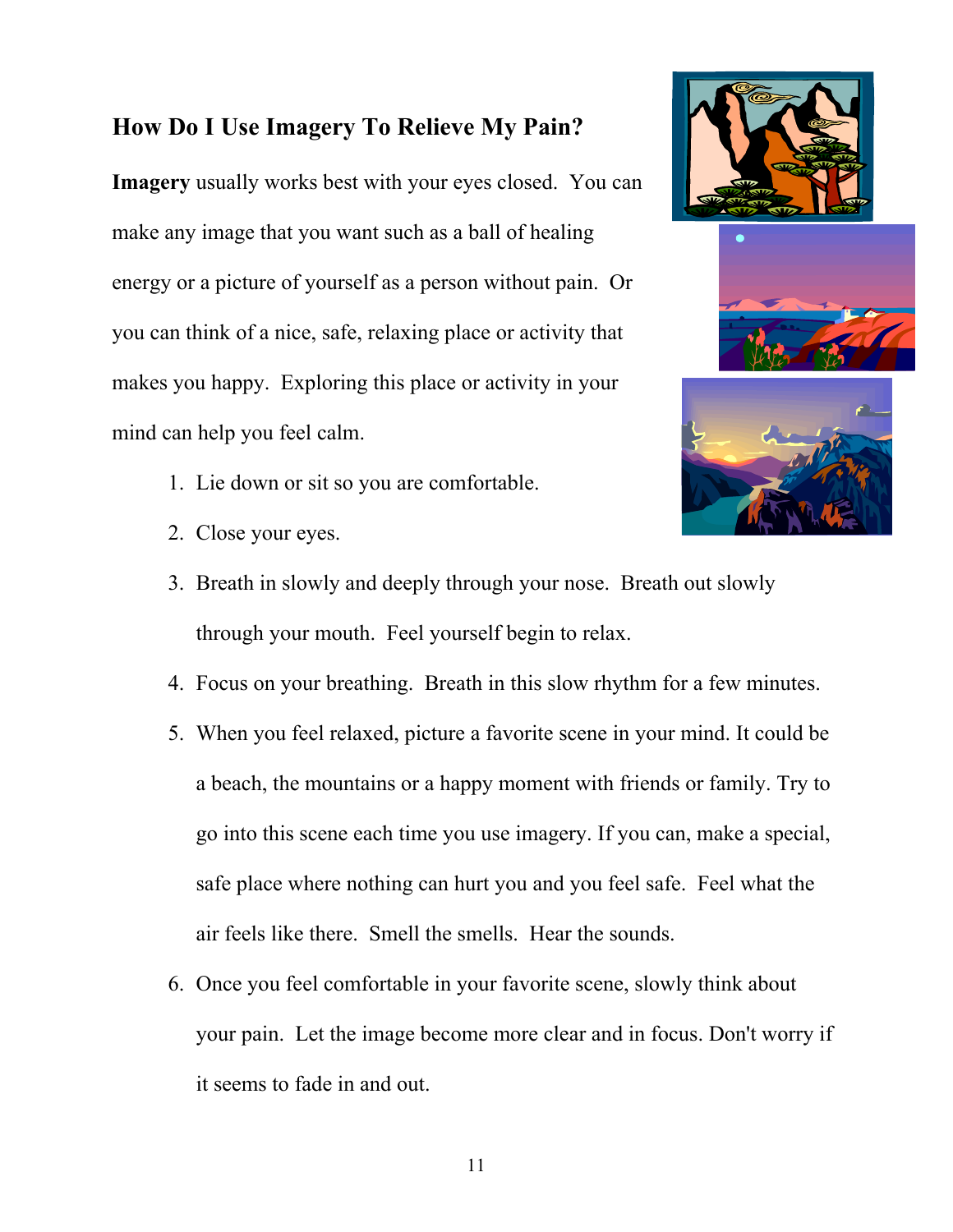## How Do I Use Imagery To Relieve My Pain?

**Imagery** usually works best with your eyes closed. You can make any image that you want such as a ball of healing energy or a picture of yourself as a person without pain. Or you can think of a nice, safe, relaxing place or activity that makes you happy. Exploring this place or activity in your mind can help you feel calm.

1. Lie down or sit so you are comfortable.
2. Close your eyes.
3. Breath in slowly and deeply through your nose. Breath out slowly through your mouth. Feel yourself begin to relax.
4. Focus on your breathing. Breath in this slow rhythm for a few minutes.
5. When you feel relaxed, picture a favorite scene in your mind. It could be a beach, the mountains or a happy moment with friends or family. Try to go into this scene each time you use imagery. If you can, make a special, safe place where nothing can hurt you and you feel safe. Feel what the air feels like there. Smell the smells. Hear the sounds.
6. Once you feel comfortable in your favorite scene, slowly think about your pain. Let the image become more clear and in focus. Don't worry if it seems to fade in and out.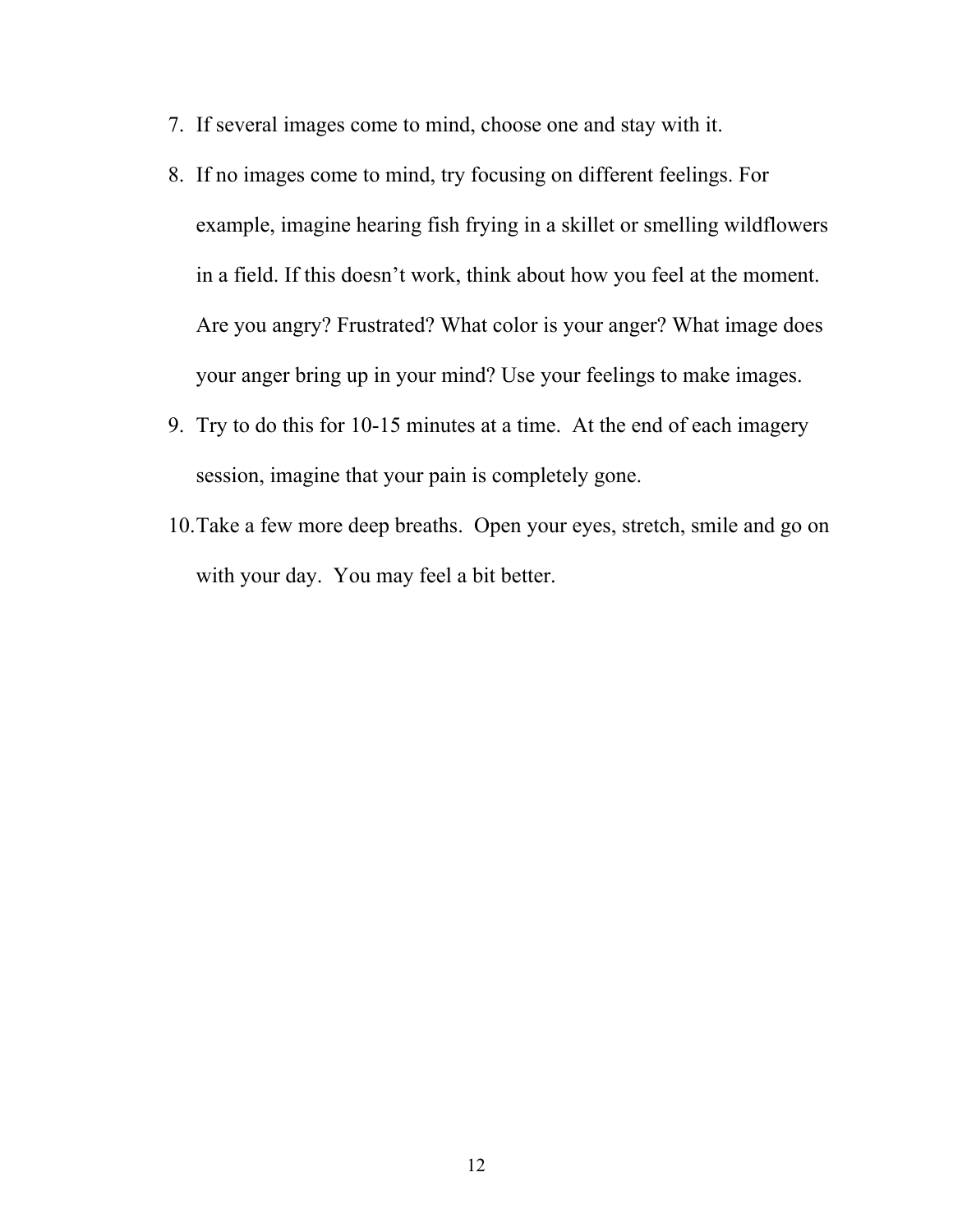7. If several images come to mind, choose one and stay with it.
8. If no images come to mind, try focusing on different feelings. For example, imagine hearing fish frying in a skillet or smelling wildflowers in a field. If this doesn't work, think about how you feel at the moment. Are you angry? Frustrated? What color is your anger? What image does your anger bring up in your mind? Use your feelings to make images.
9. Try to do this for 10-15 minutes at a time. At the end of each imagery session, imagine that your pain is completely gone.
10. Take a few more deep breaths. Open your eyes, stretch, smile and go on with your day. You may feel a bit better.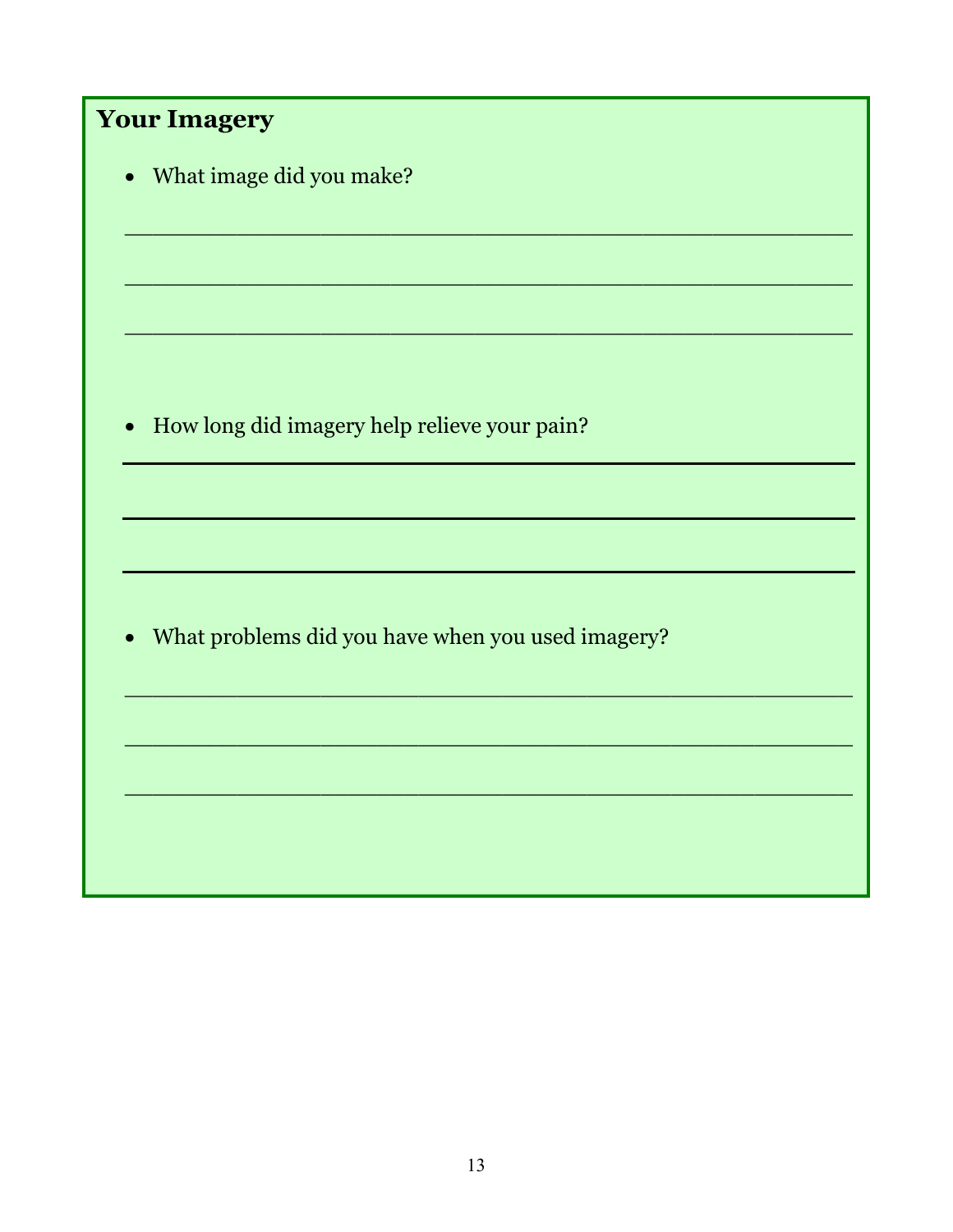## Your Imagery

- What image did you make?

\_\_\_\_\_\_\_\_\_\_\_\_\_\_\_\_\_\_\_\_\_\_\_\_\_\_\_\_\_\_\_\_\_\_\_\_\_\_\_\_\_\_\_\_\_\_\_\_

\_\_\_\_\_\_\_\_\_\_\_\_\_\_\_\_\_\_\_\_\_\_\_\_\_\_\_\_\_\_\_\_\_\_\_\_\_\_\_\_\_\_\_\_\_\_\_\_

\_\_\_\_\_\_\_\_\_\_\_\_\_\_\_\_\_\_\_\_\_\_\_\_\_\_\_\_\_\_\_\_\_\_\_\_\_\_\_\_\_\_\_\_\_\_\_\_

- How long did imagery help relieve your pain?

\_\_\_\_\_\_\_\_\_\_\_\_\_\_\_\_\_\_\_\_\_\_\_\_\_\_\_\_\_\_\_\_\_\_\_\_\_\_\_\_\_\_\_\_\_\_\_\_

\_\_\_\_\_\_\_\_\_\_\_\_\_\_\_\_\_\_\_\_\_\_\_\_\_\_\_\_\_\_\_\_\_\_\_\_\_\_\_\_\_\_\_\_\_\_\_\_

\_\_\_\_\_\_\_\_\_\_\_\_\_\_\_\_\_\_\_\_\_\_\_\_\_\_\_\_\_\_\_\_\_\_\_\_\_\_\_\_\_\_\_\_\_\_\_\_

- What problems did you have when you used imagery?

\_\_\_\_\_\_\_\_\_\_\_\_\_\_\_\_\_\_\_\_\_\_\_\_\_\_\_\_\_\_\_\_\_\_\_\_\_\_\_\_\_\_\_\_\_\_\_\_

\_\_\_\_\_\_\_\_\_\_\_\_\_\_\_\_\_\_\_\_\_\_\_\_\_\_\_\_\_\_\_\_\_\_\_\_\_\_\_\_\_\_\_\_\_\_\_\_

\_\_\_\_\_\_\_\_\_\_\_\_\_\_\_\_\_\_\_\_\_\_\_\_\_\_\_\_\_\_\_\_\_\_\_\_\_\_\_\_\_\_\_\_\_\_\_\_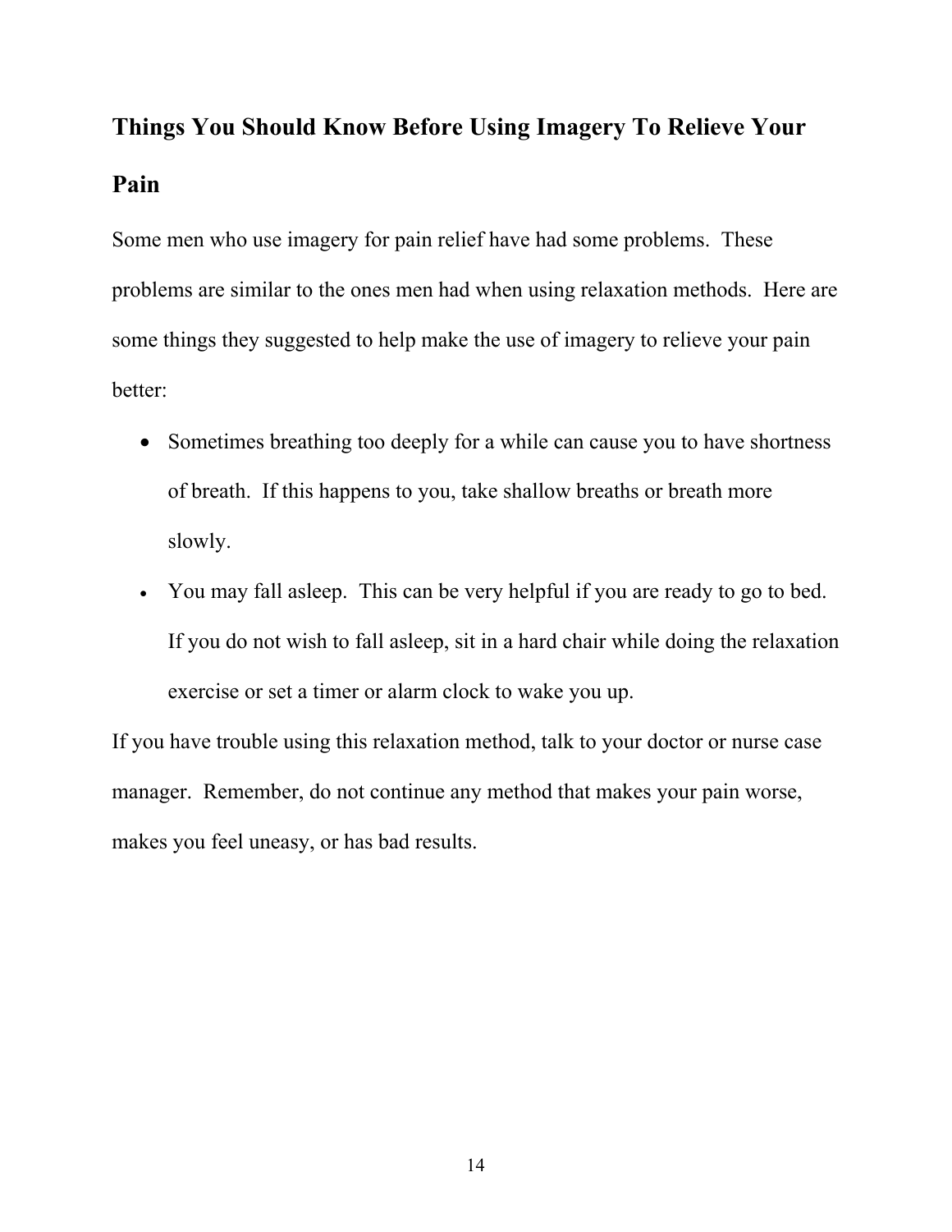## Things You Should Know Before Using Imagery To Relieve Your Pain

Some men who use imagery for pain relief have had some problems. These problems are similar to the ones men had when using relaxation methods. Here are some things they suggested to help make the use of imagery to relieve your pain better:

- Sometimes breathing too deeply for a while can cause you to have shortness of breath. If this happens to you, take shallow breaths or breath more slowly.
- You may fall asleep. This can be very helpful if you are ready to go to bed. If you do not wish to fall asleep, sit in a hard chair while doing the relaxation exercise or set a timer or alarm clock to wake you up.

If you have trouble using this relaxation method, talk to your doctor or nurse case manager. Remember, do not continue any method that makes your pain worse, makes you feel uneasy, or has bad results.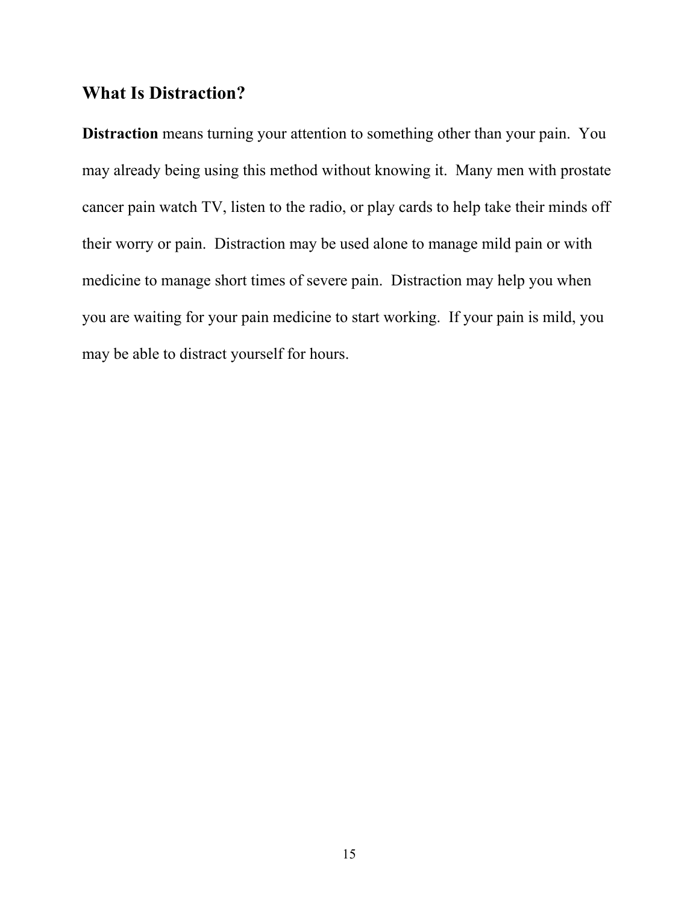## What Is Distraction?

**Distraction** means turning your attention to something other than your pain. You may already being using this method without knowing it. Many men with prostate cancer pain watch TV, listen to the radio, or play cards to help take their minds off their worry or pain. Distraction may be used alone to manage mild pain or with medicine to manage short times of severe pain. Distraction may help you when you are waiting for your pain medicine to start working. If your pain is mild, you may be able to distract yourself for hours.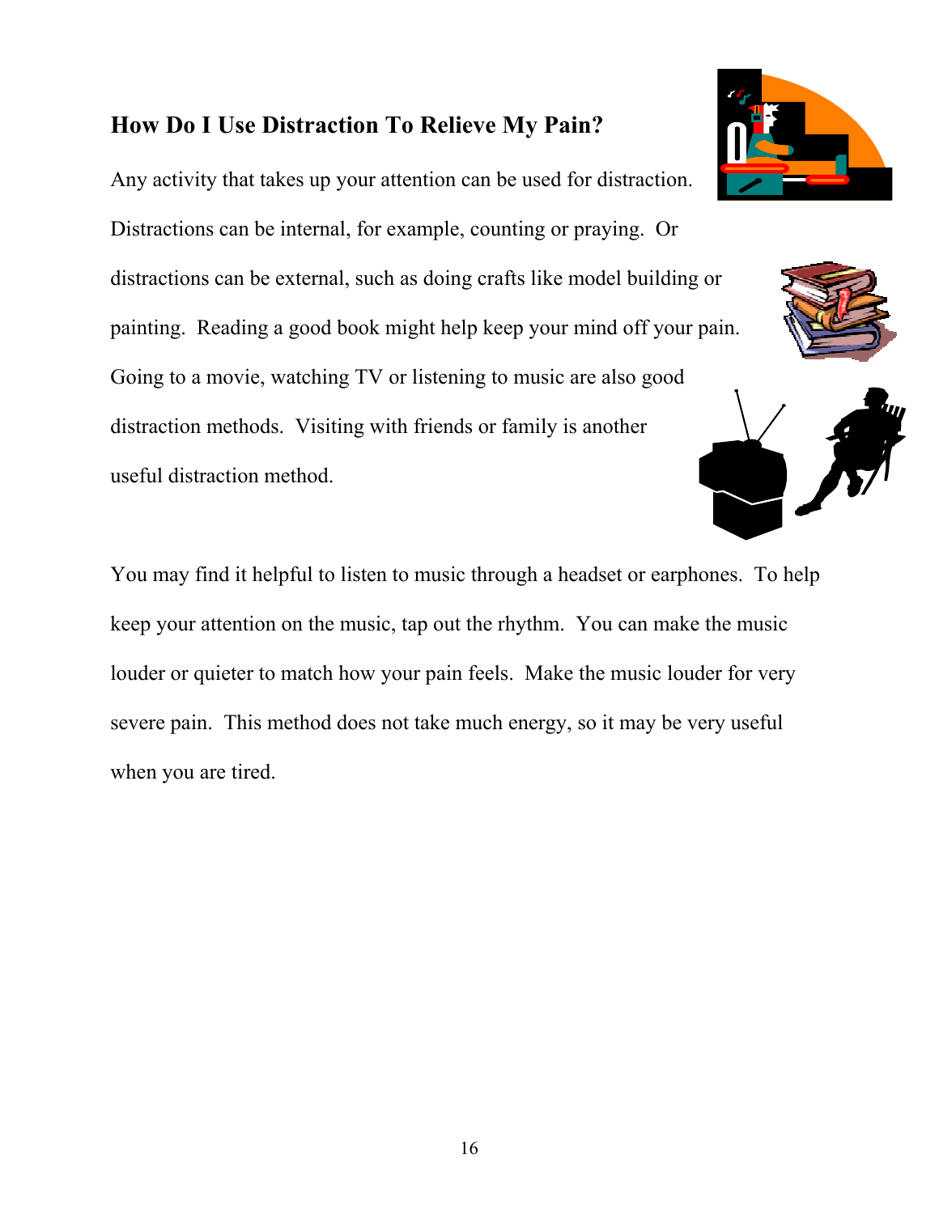## How Do I Use Distraction To Relieve My Pain?

Any activity that takes up your attention can be used for distraction. Distractions can be internal, for example, counting or praying. Or distractions can be external, such as doing crafts like model building or painting. Reading a good book might help keep your mind off your pain. Going to a movie, watching TV or listening to music are also good distraction methods. Visiting with friends or family is another useful distraction method.

You may find it helpful to listen to music through a headset or earphones. To help keep your attention on the music, tap out the rhythm. You can make the music louder or quieter to match how your pain feels. Make the music louder for very severe pain. This method does not take much energy, so it may be very useful when you are tired.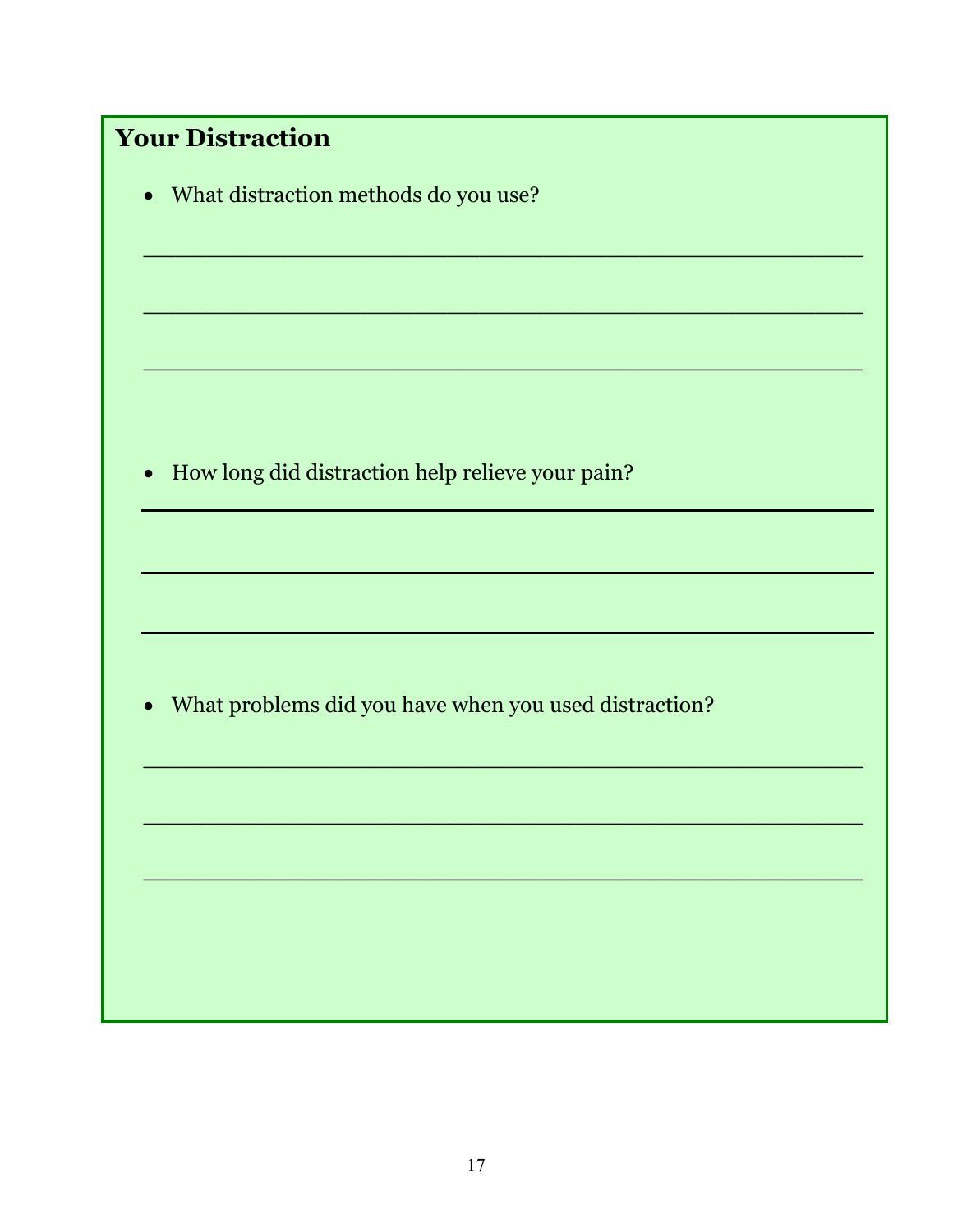## Your Distraction

- What distraction methods do you use?

_____________________________________________

_____________________________________________

_____________________________________________

- How long did distraction help relieve your pain?

_____________________________________________

_____________________________________________

_____________________________________________

- What problems did you have when you used distraction?

_____________________________________________

_____________________________________________

_____________________________________________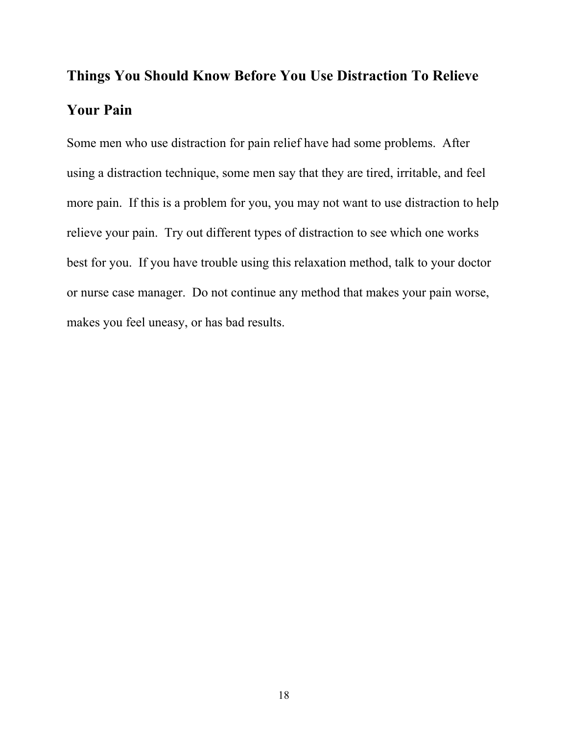## Things You Should Know Before You Use Distraction To Relieve Your Pain

Some men who use distraction for pain relief have had some problems. After using a distraction technique, some men say that they are tired, irritable, and feel more pain. If this is a problem for you, you may not want to use distraction to help relieve your pain. Try out different types of distraction to see which one works best for you. If you have trouble using this relaxation method, talk to your doctor or nurse case manager. Do not continue any method that makes your pain worse, makes you feel uneasy, or has bad results.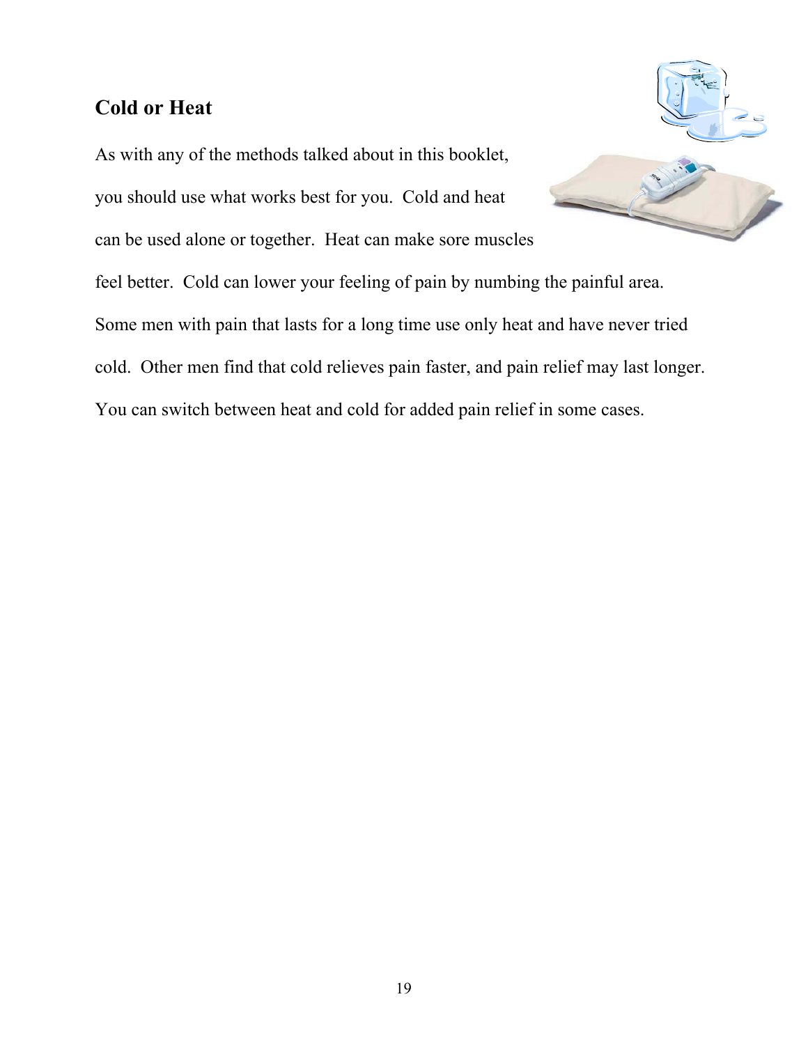## Cold or Heat

As with any of the methods talked about in this booklet, you should use what works best for you. Cold and heat can be used alone or together. Heat can make sore muscles feel better. Cold can lower your feeling of pain by numbing the painful area. Some men with pain that lasts for a long time use only heat and have never tried cold. Other men find that cold relieves pain faster, and pain relief may last longer. You can switch between heat and cold for added pain relief in some cases.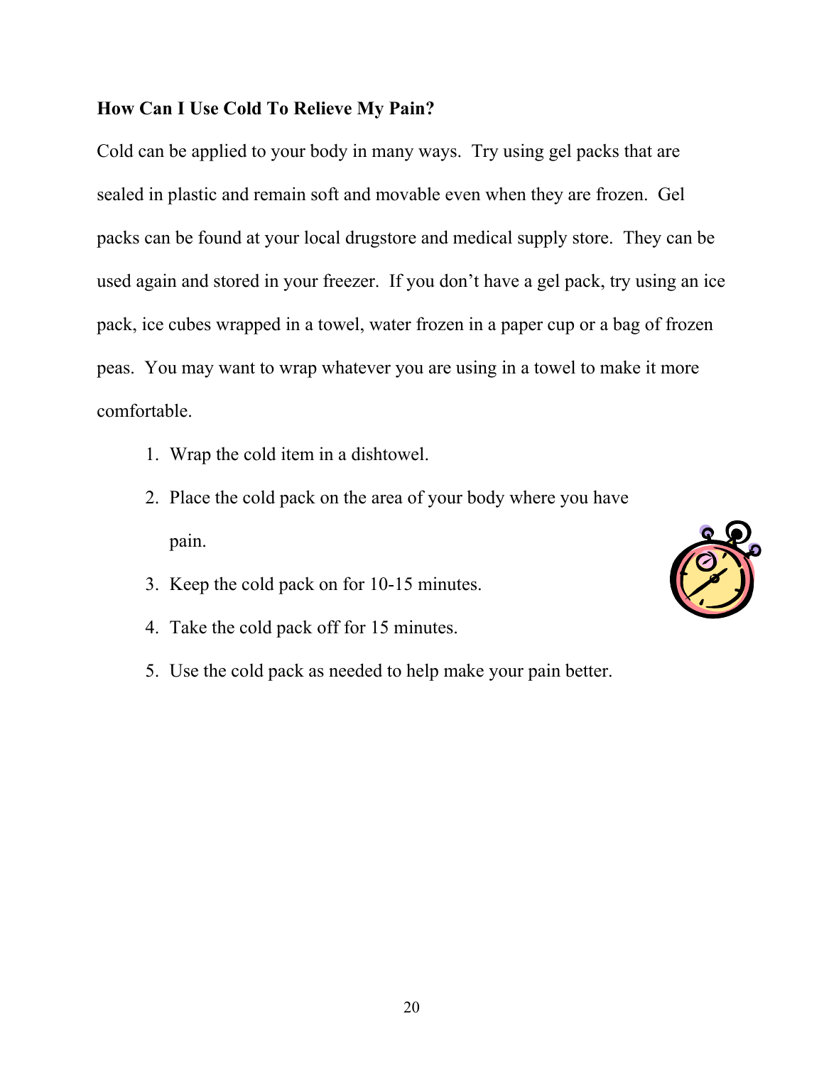**How Can I Use Cold To Relieve My Pain?**

Cold can be applied to your body in many ways. Try using gel packs that are sealed in plastic and remain soft and movable even when they are frozen. Gel packs can be found at your local drugstore and medical supply store. They can be used again and stored in your freezer. If you don't have a gel pack, try using an ice pack, ice cubes wrapped in a towel, water frozen in a paper cup or a bag of frozen peas. You may want to wrap whatever you are using in a towel to make it more comfortable.

1. Wrap the cold item in a dishtowel.
2. Place the cold pack on the area of your body where you have pain.
3. Keep the cold pack on for 10-15 minutes.
4. Take the cold pack off for 15 minutes.
5. Use the cold pack as needed to help make your pain better.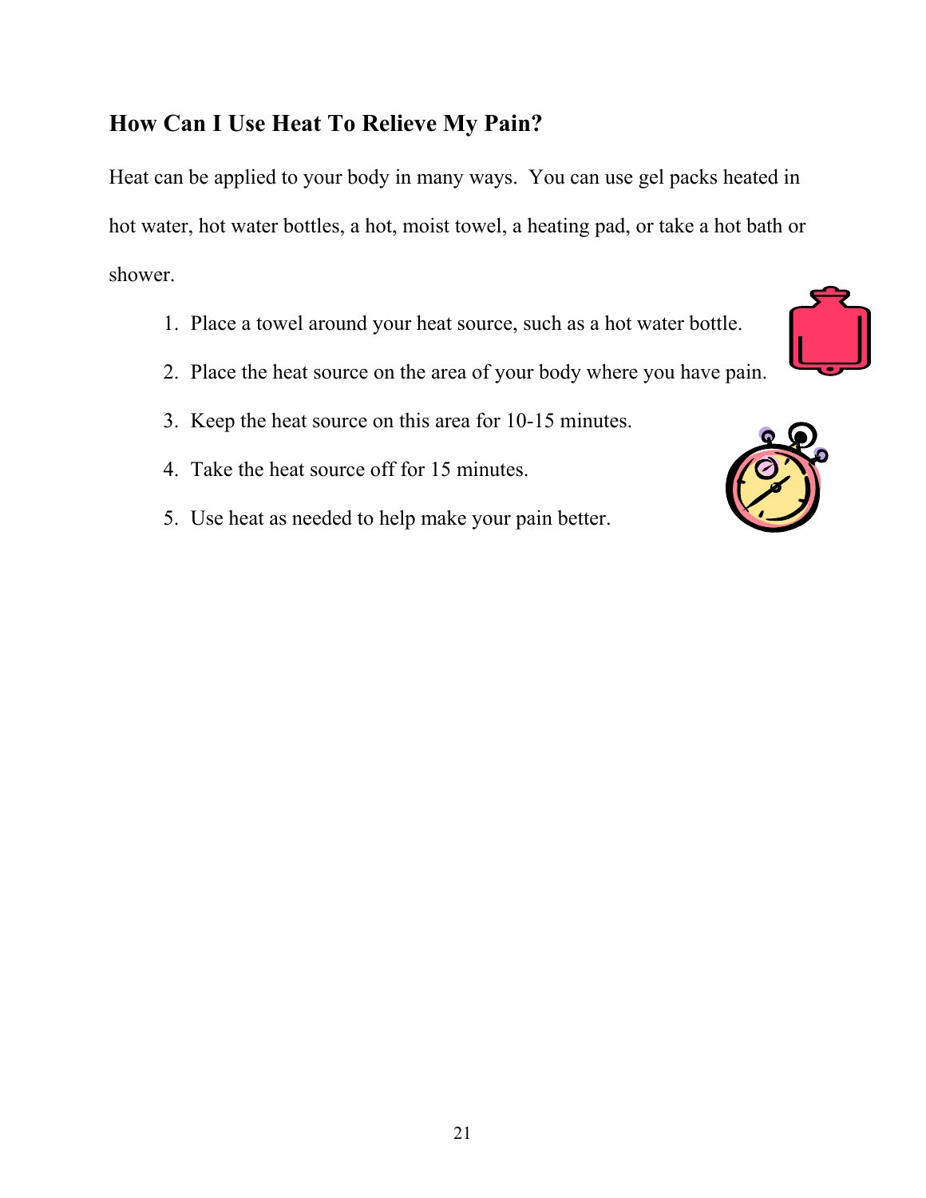## How Can I Use Heat To Relieve My Pain?

Heat can be applied to your body in many ways. You can use gel packs heated in hot water, hot water bottles, a hot, moist towel, a heating pad, or take a hot bath or shower.

1. Place a towel around your heat source, such as a hot water bottle.
2. Place the heat source on the area of your body where you have pain.
3. Keep the heat source on this area for 10-15 minutes.
4. Take the heat source off for 15 minutes.
5. Use heat as needed to help make your pain better.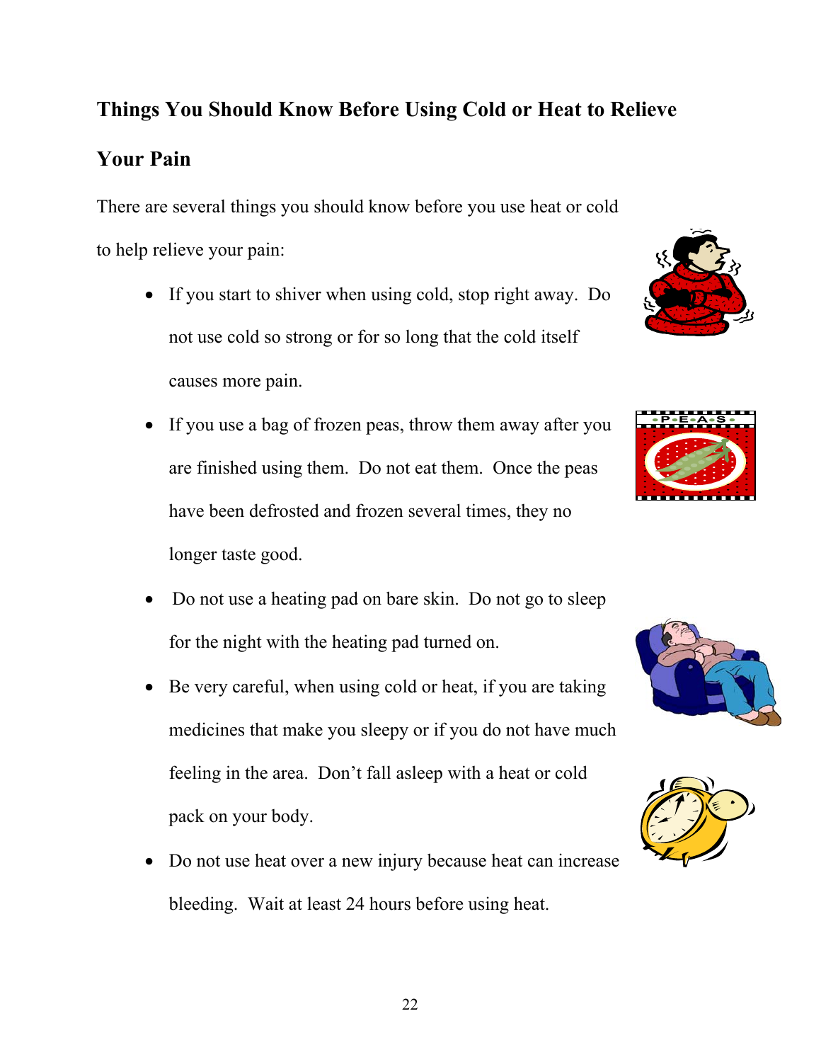## Things You Should Know Before Using Cold or Heat to Relieve Your Pain

There are several things you should know before you use heat or cold to help relieve your pain:

- If you start to shiver when using cold, stop right away. Do not use cold so strong or for so long that the cold itself causes more pain.
- If you use a bag of frozen peas, throw them away after you are finished using them. Do not eat them. Once the peas have been defrosted and frozen several times, they no longer taste good.
- Do not use a heating pad on bare skin. Do not go to sleep for the night with the heating pad turned on.
- Be very careful, when using cold or heat, if you are taking medicines that make you sleepy or if you do not have much feeling in the area. Don't fall asleep with a heat or cold pack on your body.
- Do not use heat over a new injury because heat can increase bleeding. Wait at least 24 hours before using heat.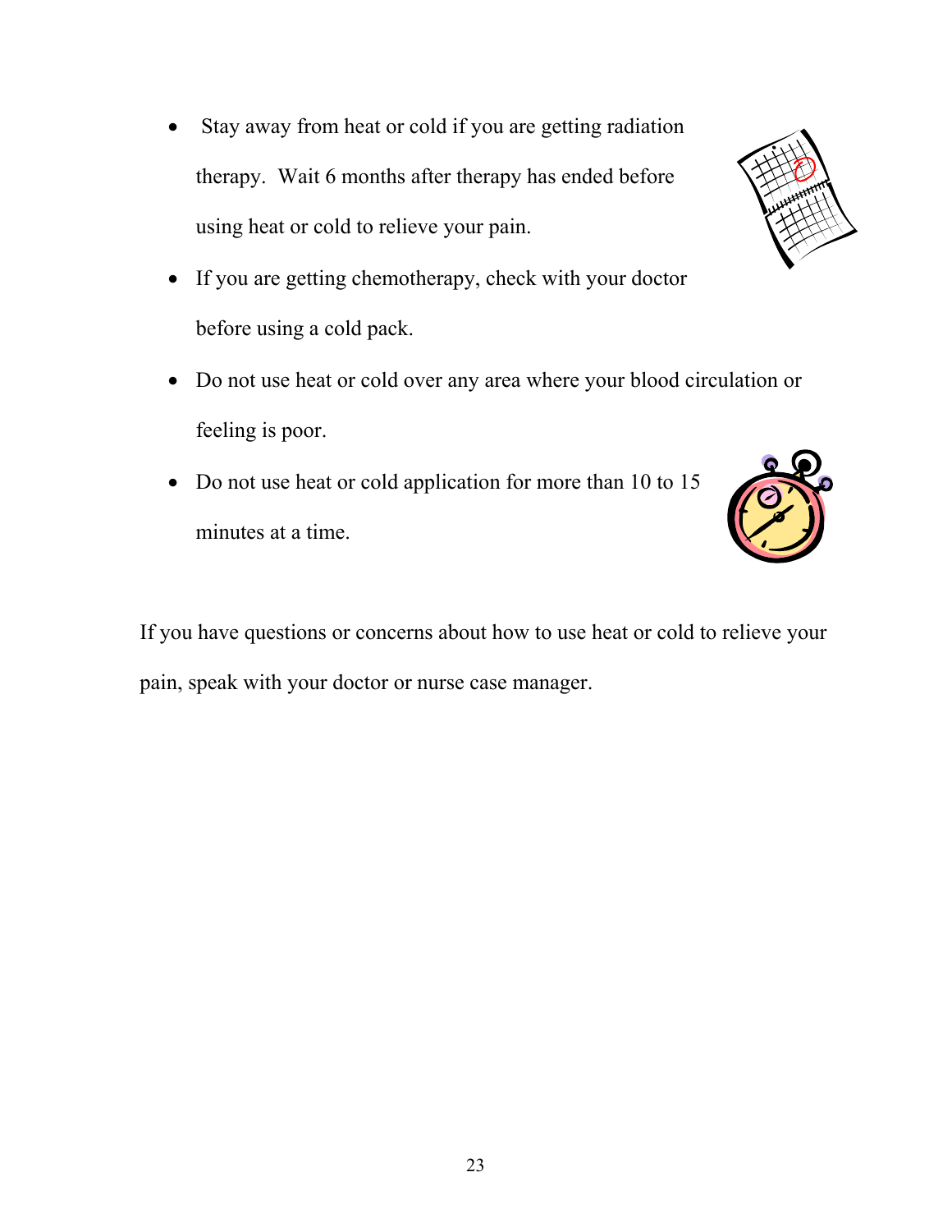- Stay away from heat or cold if you are getting radiation therapy. Wait 6 months after therapy has ended before using heat or cold to relieve your pain.
- If you are getting chemotherapy, check with your doctor before using a cold pack.
- Do not use heat or cold over any area where your blood circulation or feeling is poor.
- Do not use heat or cold application for more than 10 to 15 minutes at a time.

If you have questions or concerns about how to use heat or cold to relieve your pain, speak with your doctor or nurse case manager.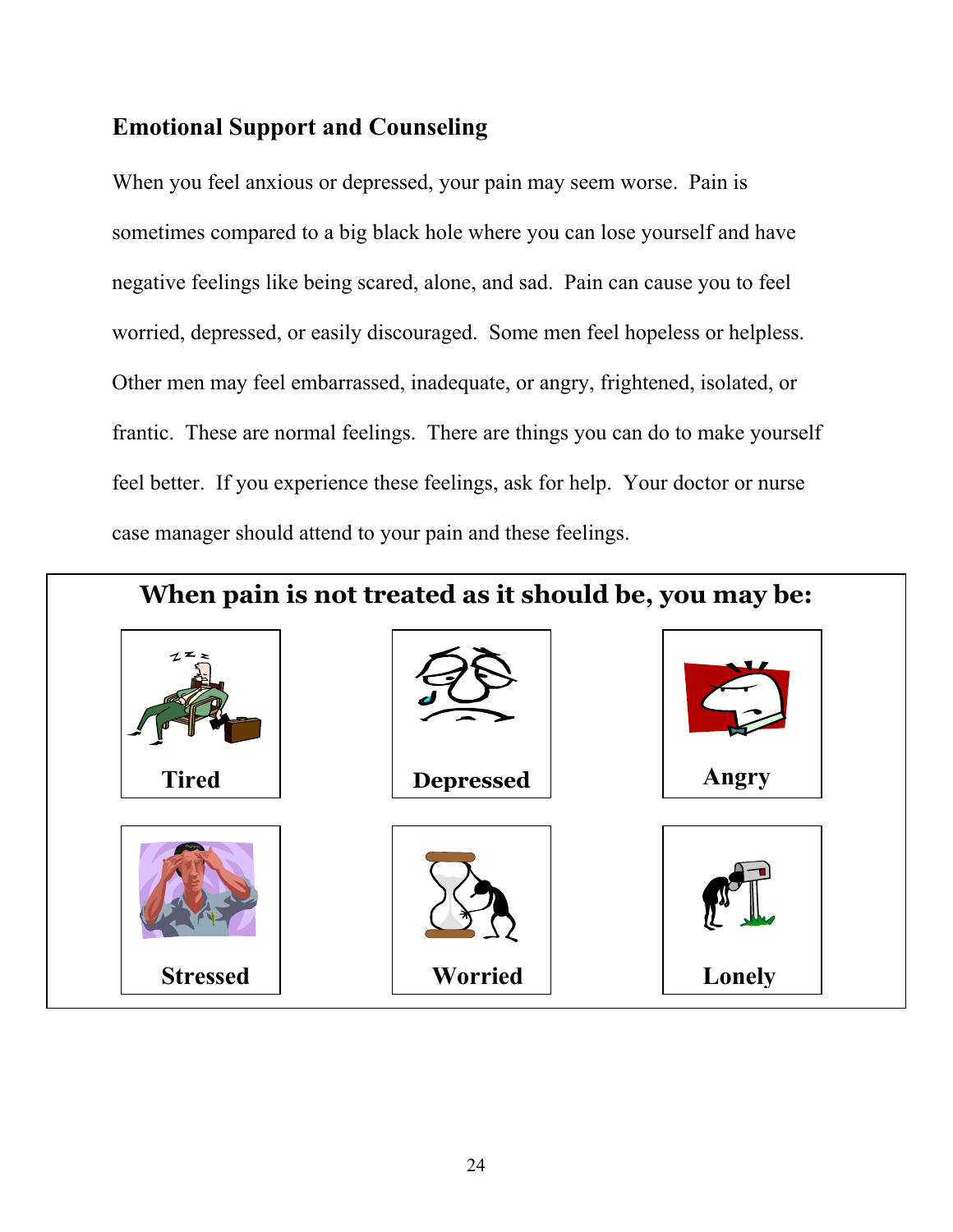## Emotional Support and Counseling

When you feel anxious or depressed, your pain may seem worse. Pain is sometimes compared to a big black hole where you can lose yourself and have negative feelings like being scared, alone, and sad. Pain can cause you to feel worried, depressed, or easily discouraged. Some men feel hopeless or helpless. Other men may feel embarrassed, inadequate, or angry, frightened, isolated, or frantic. These are normal feelings. There are things you can do to make yourself feel better. If you experience these feelings, ask for help. Your doctor or nurse case manager should attend to your pain and these feelings.

**When pain is not treated as it should be, you may be:**

| | | |
|---|---|---|
| **Tired** | **Depressed** | **Angry** |
| **Stressed** | **Worried** | **Lonely** |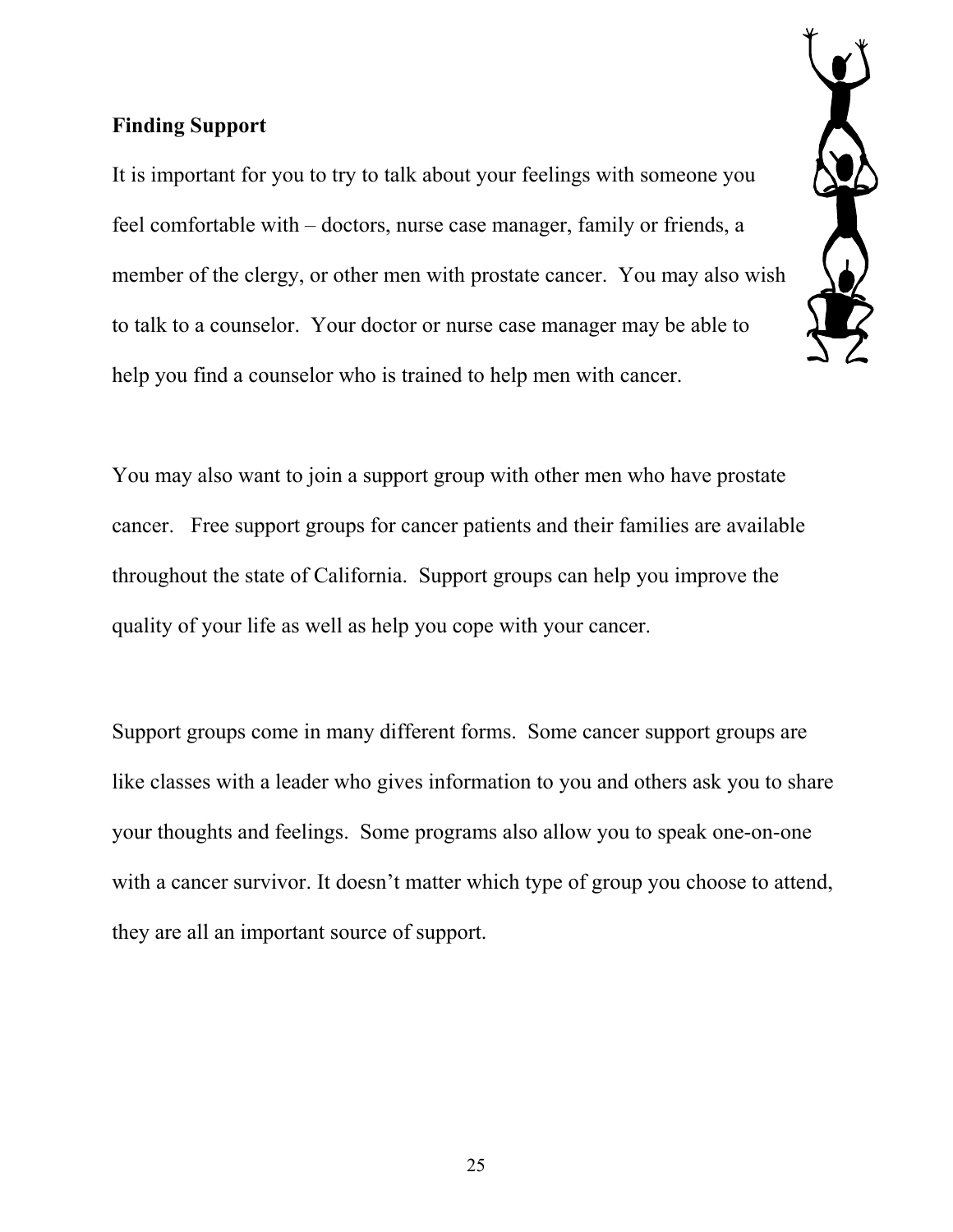## Finding Support

It is important for you to try to talk about your feelings with someone you feel comfortable with – doctors, nurse case manager, family or friends, a member of the clergy, or other men with prostate cancer. You may also wish to talk to a counselor. Your doctor or nurse case manager may be able to help you find a counselor who is trained to help men with cancer.

You may also want to join a support group with other men who have prostate cancer. Free support groups for cancer patients and their families are available throughout the state of California. Support groups can help you improve the quality of your life as well as help you cope with your cancer.

Support groups come in many different forms. Some cancer support groups are like classes with a leader who gives information to you and others ask you to share your thoughts and feelings. Some programs also allow you to speak one-on-one with a cancer survivor. It doesn't matter which type of group you choose to attend, they are all an important source of support.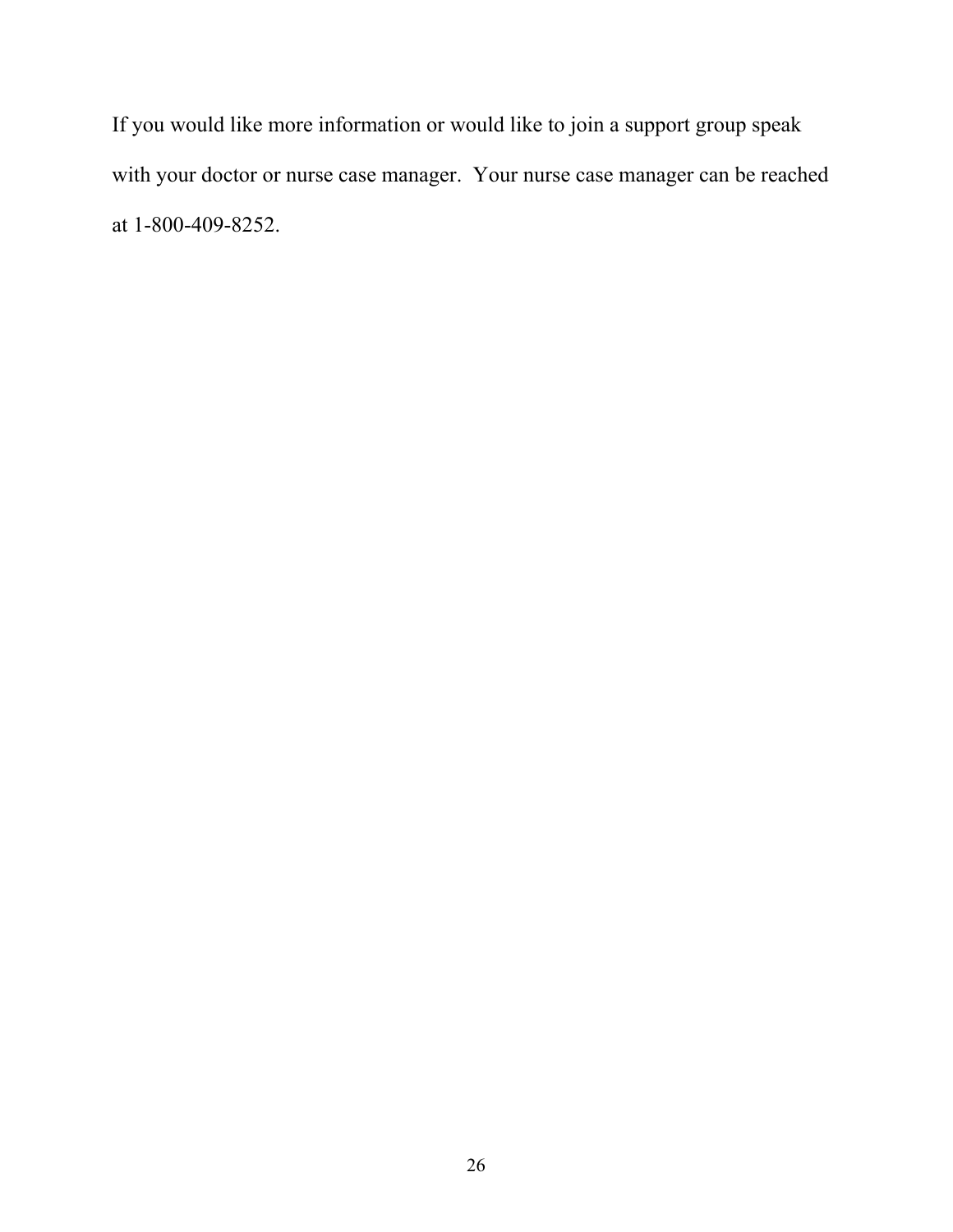If you would like more information or would like to join a support group speak with your doctor or nurse case manager.  Your nurse case manager can be reached at 1-800-409-8252.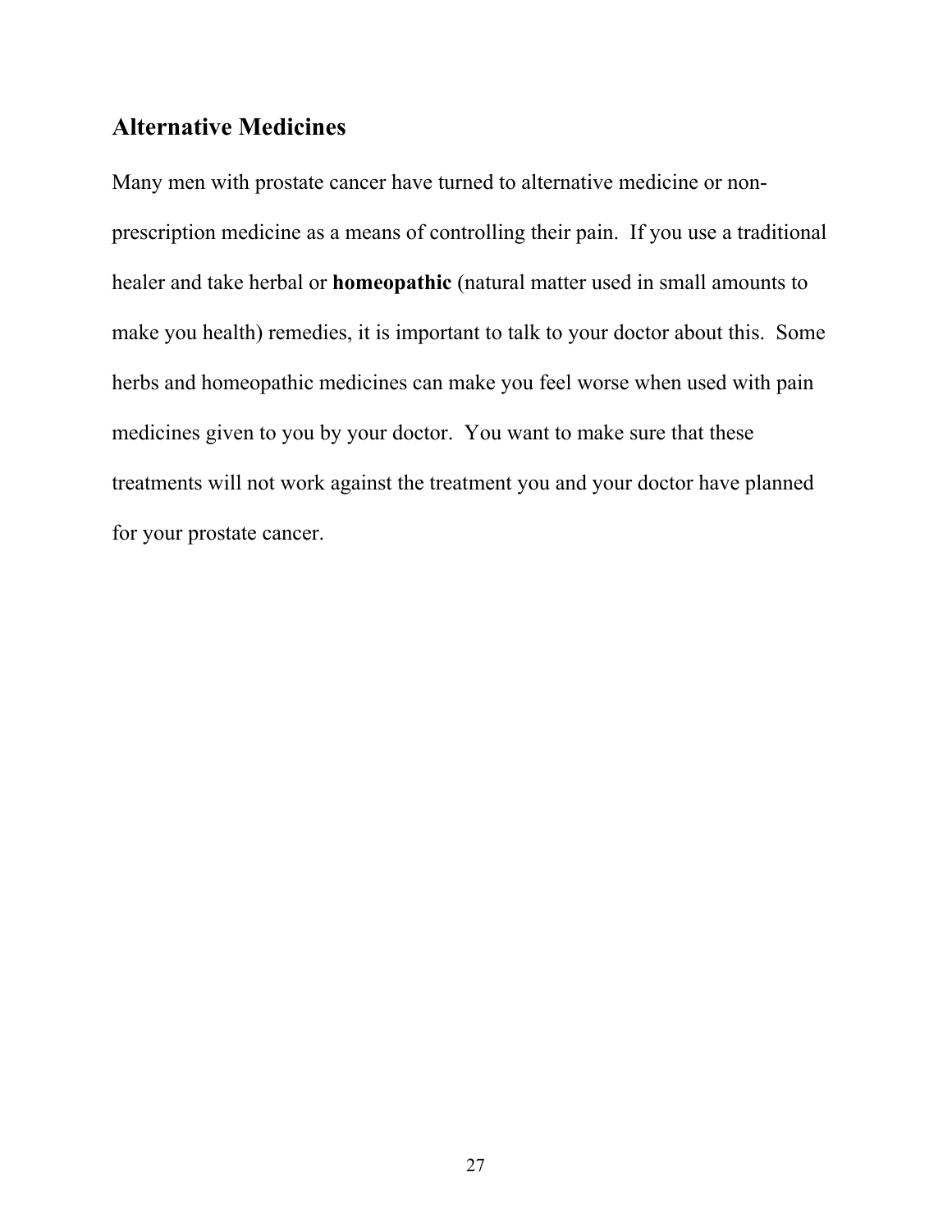## Alternative Medicines

Many men with prostate cancer have turned to alternative medicine or non-prescription medicine as a means of controlling their pain. If you use a traditional healer and take herbal or **homeopathic** (natural matter used in small amounts to make you health) remedies, it is important to talk to your doctor about this. Some herbs and homeopathic medicines can make you feel worse when used with pain medicines given to you by your doctor. You want to make sure that these treatments will not work against the treatment you and your doctor have planned for your prostate cancer.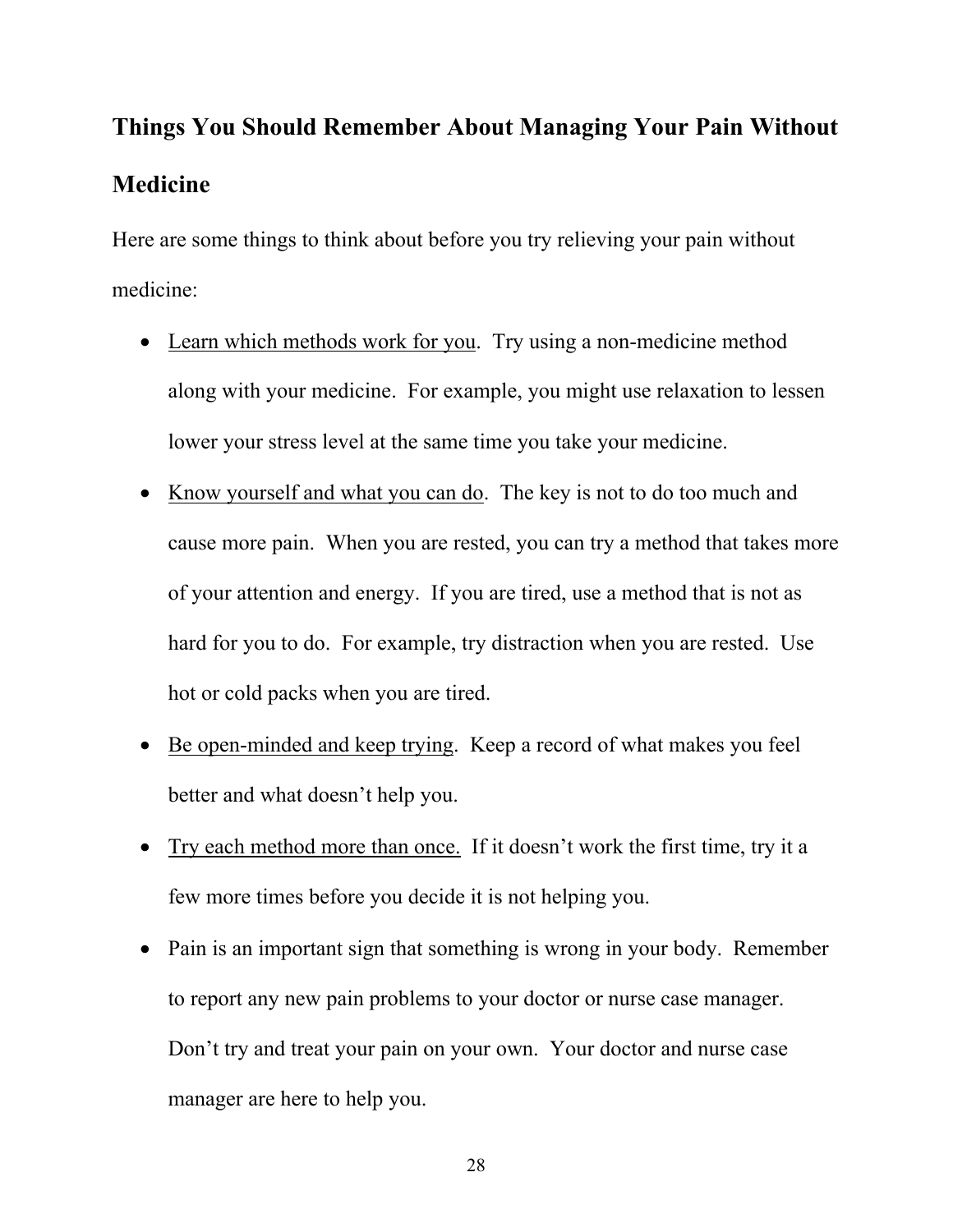## Things You Should Remember About Managing Your Pain Without Medicine

Here are some things to think about before you try relieving your pain without medicine:

- <u>Learn which methods work for you</u>. Try using a non-medicine method along with your medicine. For example, you might use relaxation to lessen lower your stress level at the same time you take your medicine.
- <u>Know yourself and what you can do</u>. The key is not to do too much and cause more pain. When you are rested, you can try a method that takes more of your attention and energy. If you are tired, use a method that is not as hard for you to do. For example, try distraction when you are rested. Use hot or cold packs when you are tired.
- <u>Be open-minded and keep trying</u>. Keep a record of what makes you feel better and what doesn't help you.
- <u>Try each method more than once.</u> If it doesn't work the first time, try it a few more times before you decide it is not helping you.
- Pain is an important sign that something is wrong in your body. Remember to report any new pain problems to your doctor or nurse case manager. Don't try and treat your pain on your own. Your doctor and nurse case manager are here to help you.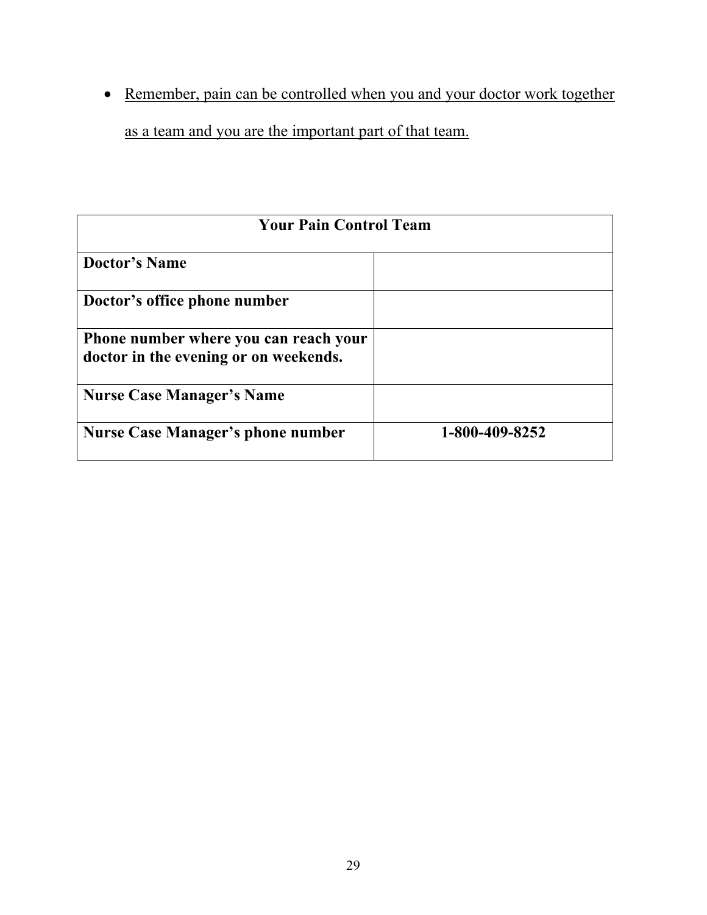- Remember, pain can be controlled when you and your doctor work together as a team and you are the important part of that team.

| **Your Pain Control Team** | |
|---|---|
| **Doctor's Name** | |
| **Doctor's office phone number** | |
| **Phone number where you can reach your doctor in the evening or on weekends.** | |
| **Nurse Case Manager's Name** | |
| **Nurse Case Manager's phone number** | **1-800-409-8252** |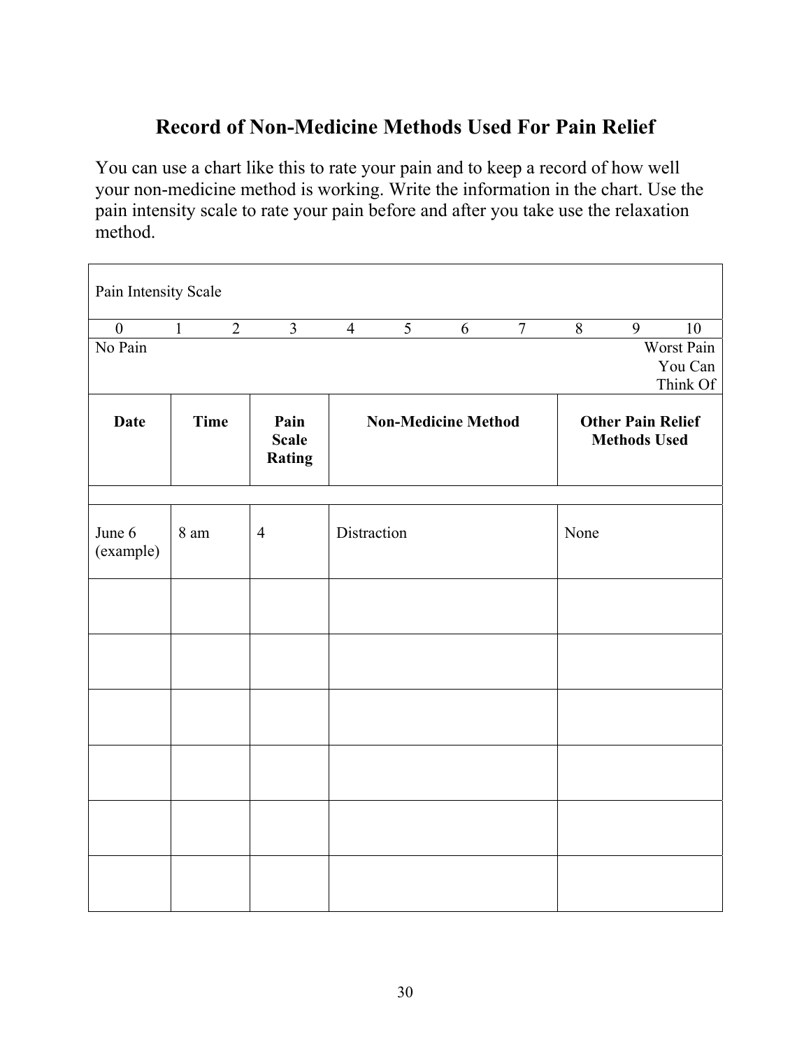# Record of Non-Medicine Methods Used For Pain Relief

You can use a chart like this to rate your pain and to keep a record of how well your non-medicine method is working. Write the information in the chart. Use the pain intensity scale to rate your pain before and after you take use the relaxation method.

Pain Intensity Scale

| 0 | 1 | 2 | 3 | 4 | 5 | 6 | 7 | 8 | 9 | 10 |
|---|---|---|---|---|---|---|---|---|---|---|
| No Pain | | | | | | | | | | Worst Pain You Can Think Of |

| Date | Time | Pain Scale Rating | Non-Medicine Method | Other Pain Relief Methods Used |
|---|---|---|---|---|
| | | | | |
| June 6 (example) | 8 am | 4 | Distraction | None |
| | | | | |
| | | | | |
| | | | | |
| | | | | |
| | | | | |
| | | | | |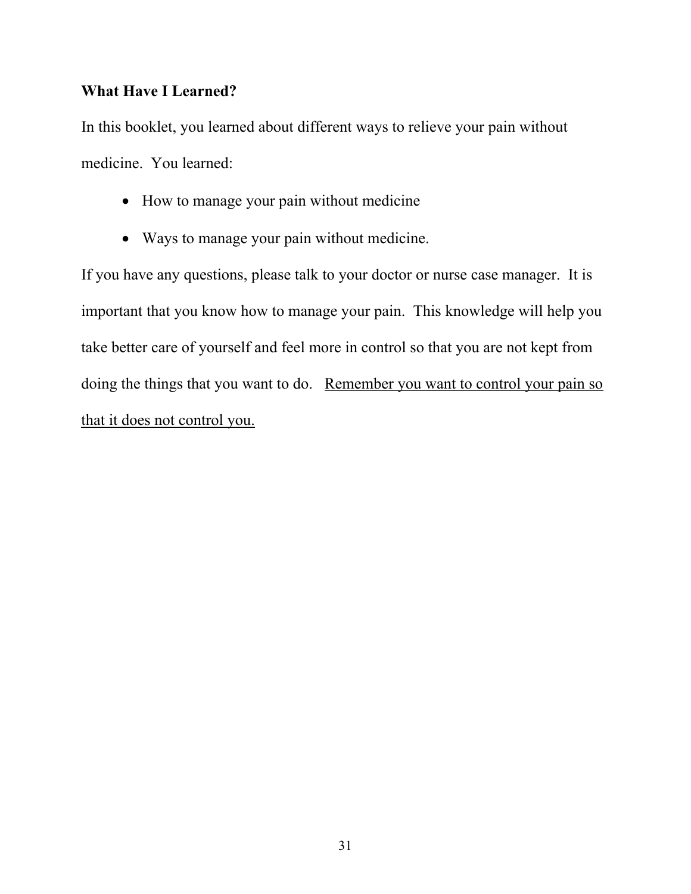**What Have I Learned?**

In this booklet, you learned about different ways to relieve your pain without medicine. You learned:

- How to manage your pain without medicine
- Ways to manage your pain without medicine.

If you have any questions, please talk to your doctor or nurse case manager. It is important that you know how to manage your pain. This knowledge will help you take better care of yourself and feel more in control so that you are not kept from doing the things that you want to do. <u>Remember you want to control your pain so that it does not control you.</u>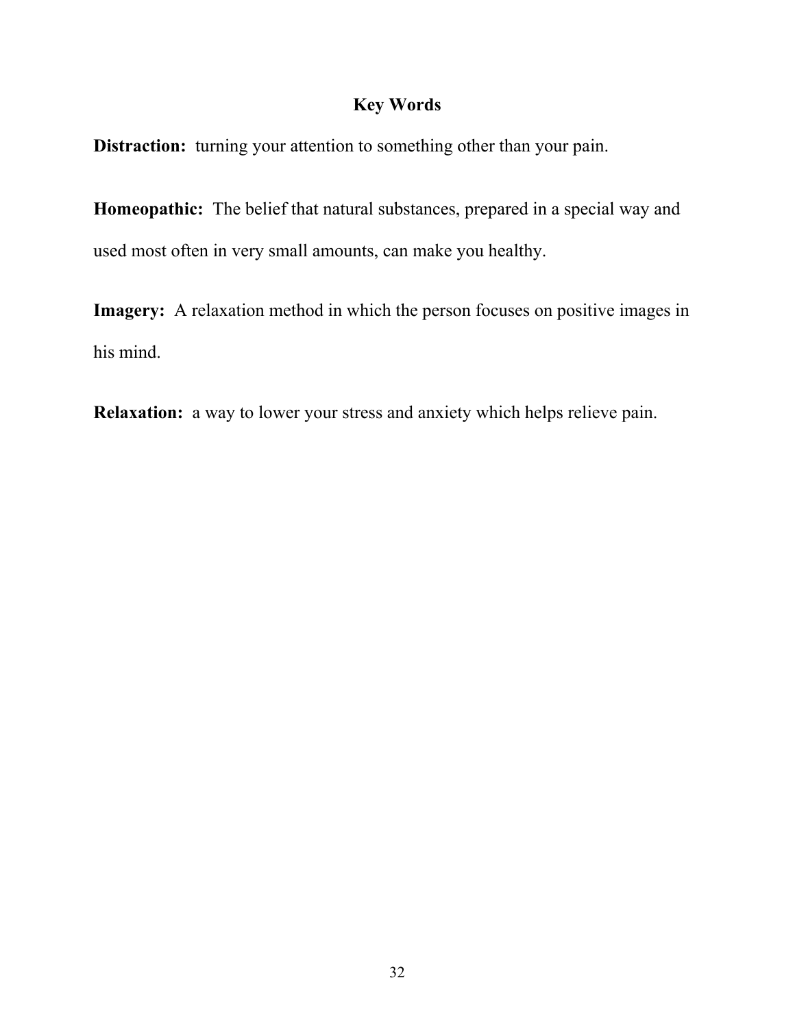## Key Words

**Distraction:** turning your attention to something other than your pain.

**Homeopathic:** The belief that natural substances, prepared in a special way and used most often in very small amounts, can make you healthy.

**Imagery:** A relaxation method in which the person focuses on positive images in his mind.

**Relaxation:** a way to lower your stress and anxiety which helps relieve pain.